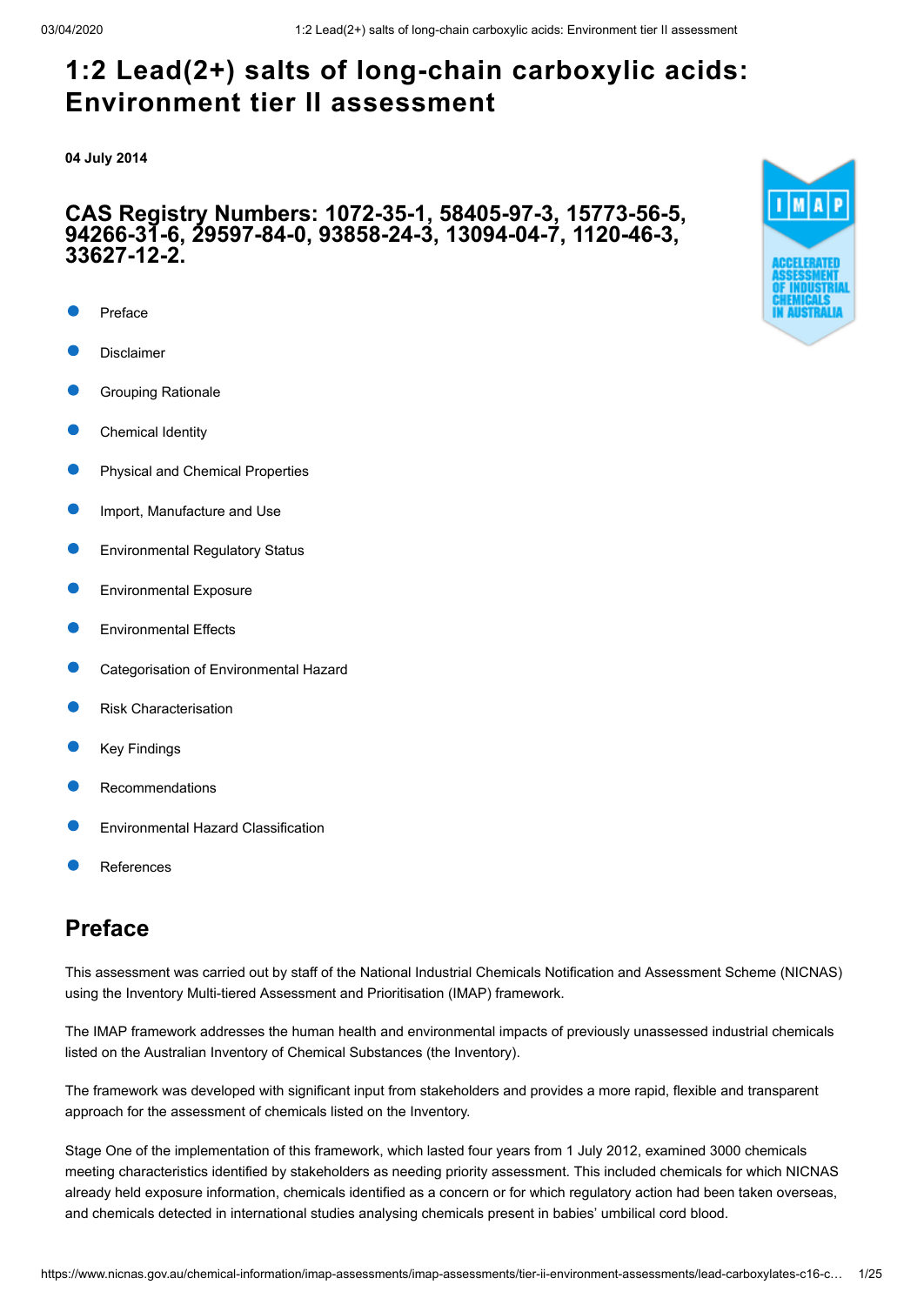# 1:2 Lead(2+) salts of long-chain carboxylic acids: Environment tier II assessment

**04 July 2014**

## CAS Registry Numbers: 1072-35-1, 58405-97-3, 15773-56-5, 94266-31-6, 29597-84-0, 93858-24-3, 13094-04-7, 1120-46-3, 33627-12-2.

- Preface
- Disclaimer
- Grouping Rationale
- Chemical Identity
- Physical and Chemical Properties
- Import, Manufacture and Use
- Environmental Regulatory Status
- Environmental Exposure
- Environmental Effects
- Categorisation of Environmental Hazard
- Risk Characterisation
- Key Findings
- Recommendations
- Environmental Hazard Classification
- References

## Preface

This assessment was carried out by staff of the National Industrial Chemicals Notification and Assessment Scheme (NICNAS) using the Inventory Multi-tiered Assessment and Prioritisation (IMAP) framework.

The IMAP framework addresses the human health and environmental impacts of previously unassessed industrial chemicals listed on the Australian Inventory of Chemical Substances (the Inventory).

The framework was developed with significant input from stakeholders and provides a more rapid, flexible and transparent approach for the assessment of chemicals listed on the Inventory.

Stage One of the implementation of this framework, which lasted four years from 1 July 2012, examined 3000 chemicals meeting characteristics identified by stakeholders as needing priority assessment. This included chemicals for which NICNAS already held exposure information, chemicals identified as a concern or for which regulatory action had been taken overseas, and chemicals detected in international studies analysing chemicals present in babies' umbilical cord blood.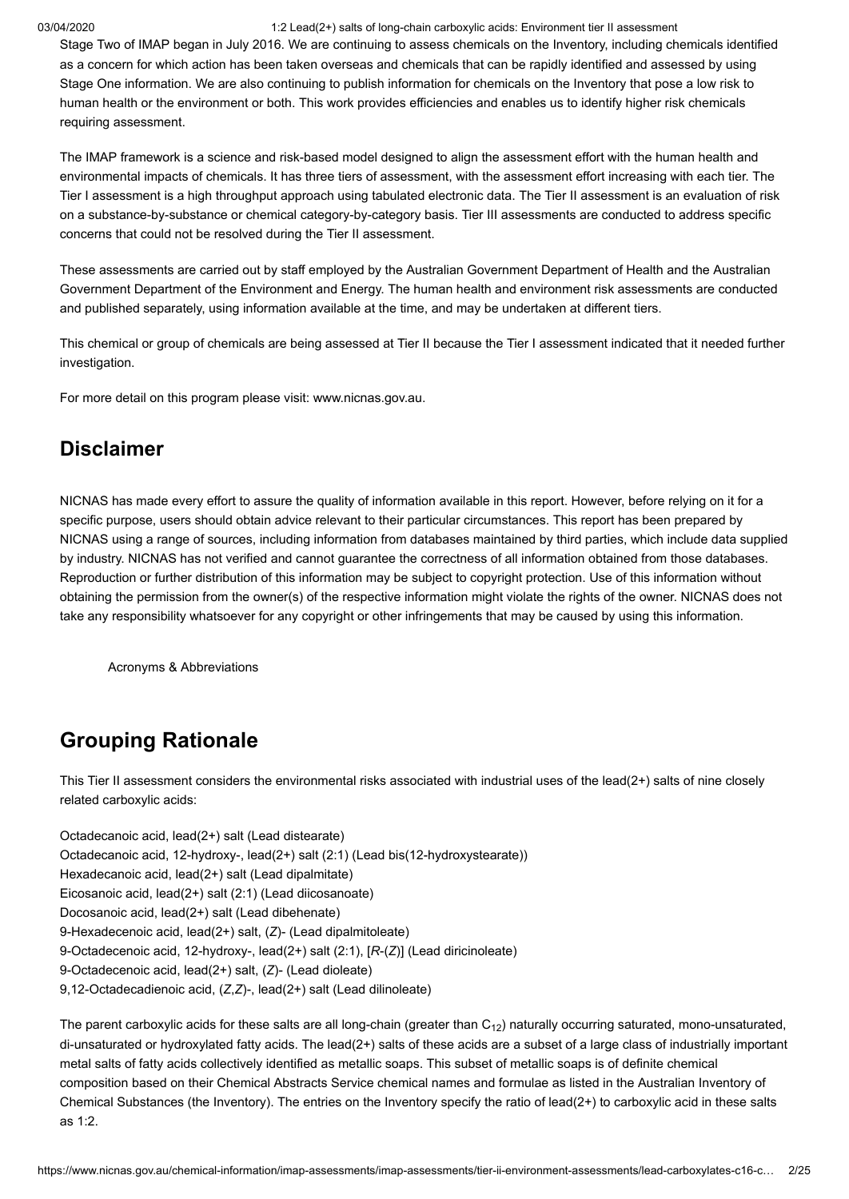Stage Two of IMAP began in July 2016. We are continuing to assess chemicals on the Inventory, including chemicals identified as a concern for which action has been taken overseas and chemicals that can be rapidly identified and assessed by using Stage One information. We are also continuing to publish information for chemicals on the Inventory that pose a low risk to human health or the environment or both. This work provides efficiencies and enables us to identify higher risk chemicals requiring assessment.

The IMAP framework is a science and risk-based model designed to align the assessment effort with the human health and environmental impacts of chemicals. It has three tiers of assessment, with the assessment effort increasing with each tier. The Tier I assessment is a high throughput approach using tabulated electronic data. The Tier II assessment is an evaluation of risk on a substance-by-substance or chemical category-by-category basis. Tier III assessments are conducted to address specific concerns that could not be resolved during the Tier II assessment.

These assessments are carried out by staff employed by the Australian Government Department of Health and the Australian Government Department of the Environment and Energy. The human health and environment risk assessments are conducted and published separately, using information available at the time, and may be undertaken at different tiers.

This chemical or group of chemicals are being assessed at Tier II because the Tier I assessment indicated that it needed further investigation.

For more detail on this program please visit: www.nicnas.gov.au.

## Disclaimer

NICNAS has made every effort to assure the quality of information available in this report. However, before relying on it for a specific purpose, users should obtain advice relevant to their particular circumstances. This report has been prepared by NICNAS using a range of sources, including information from databases maintained by third parties, which include data supplied by industry. NICNAS has not verified and cannot guarantee the correctness of all information obtained from those databases. Reproduction or further distribution of this information may be subject to copyright protection. Use of this information without obtaining the permission from the owner(s) of the respective information might violate the rights of the owner. NICNAS does not take any responsibility whatsoever for any copyright or other infringements that may be caused by using this information.

Acronyms & Abbreviations

## Grouping Rationale

This Tier II assessment considers the environmental risks associated with industrial uses of the lead(2+) salts of nine closely related carboxylic acids:

Octadecanoic acid, lead(2+) salt (Lead distearate)
Octadecanoic acid, 12-hydroxy-, lead(2+) salt (2:1) (Lead bis(12-hydroxystearate))
Hexadecanoic acid, lead(2+) salt (Lead dipalmitate)
Eicosanoic acid, lead(2+) salt (2:1) (Lead diicosanoate)
Docosanoic acid, lead(2+) salt (Lead dibehenate)
9-Hexadecenoic acid, lead(2+) salt, (*Z*)- (Lead dipalmitoleate)
9-Octadecenoic acid, 12-hydroxy-, lead(2+) salt (2:1), [*R*-(*Z*)] (Lead diricinoleate)
9-Octadecenoic acid, lead(2+) salt, (*Z*)- (Lead dioleate)
9,12-Octadecadienoic acid, (*Z*,*Z*)-, lead(2+) salt (Lead dilinoleate)

The parent carboxylic acids for these salts are all long-chain (greater than $C_{12}$) naturally occurring saturated, mono-unsaturated, di-unsaturated or hydroxylated fatty acids. The lead(2+) salts of these acids are a subset of a large class of industrially important metal salts of fatty acids collectively identified as metallic soaps. This subset of metallic soaps is of definite chemical composition based on their Chemical Abstracts Service chemical names and formulae as listed in the Australian Inventory of Chemical Substances (the Inventory). The entries on the Inventory specify the ratio of lead(2+) to carboxylic acid in these salts as 1:2.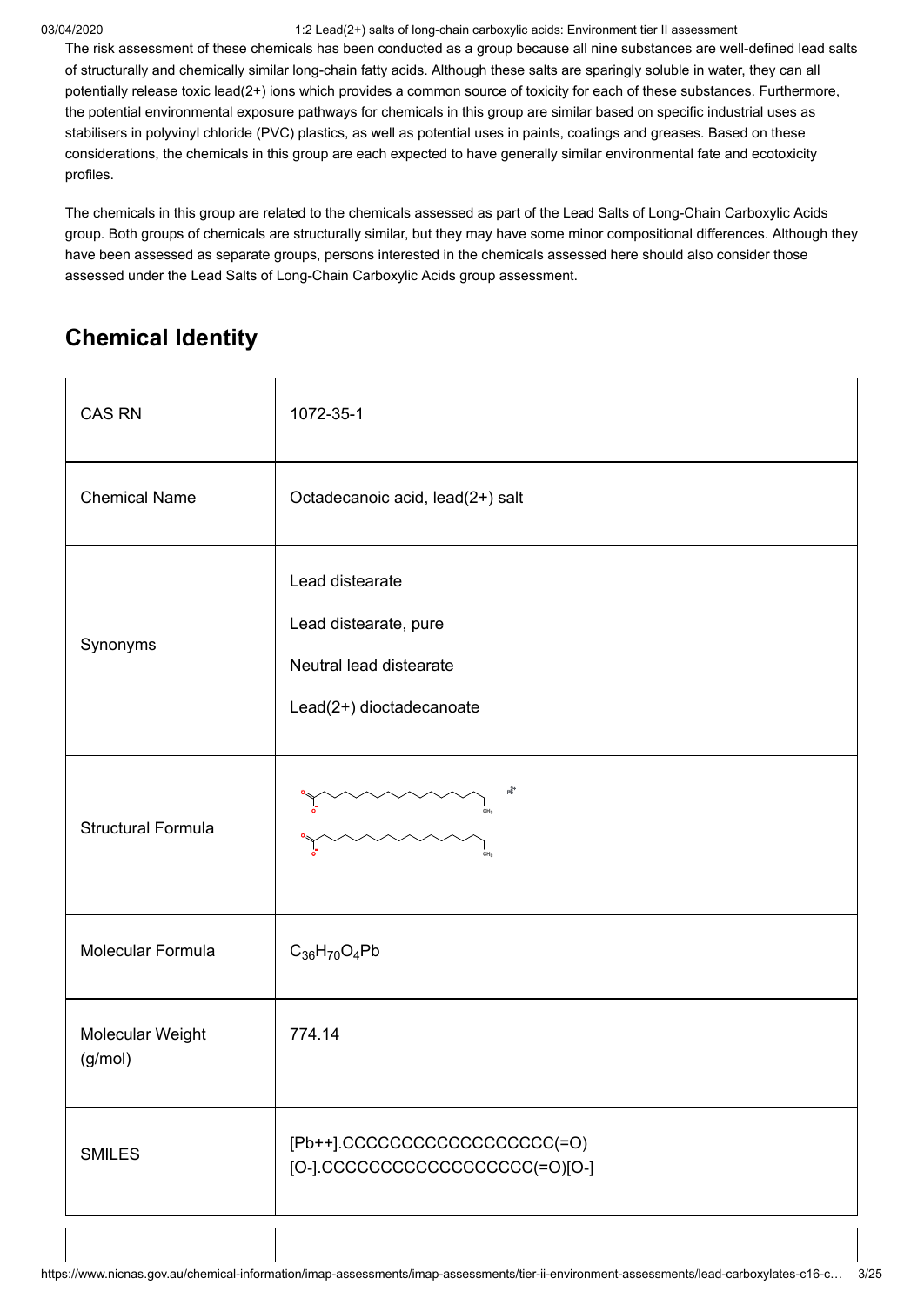The risk assessment of these chemicals has been conducted as a group because all nine substances are well-defined lead salts of structurally and chemically similar long-chain fatty acids. Although these salts are sparingly soluble in water, they can all potentially release toxic lead(2+) ions which provides a common source of toxicity for each of these substances. Furthermore, the potential environmental exposure pathways for chemicals in this group are similar based on specific industrial uses as stabilisers in polyvinyl chloride (PVC) plastics, as well as potential uses in paints, coatings and greases. Based on these considerations, the chemicals in this group are each expected to have generally similar environmental fate and ecotoxicity profiles.

The chemicals in this group are related to the chemicals assessed as part of the Lead Salts of Long-Chain Carboxylic Acids group. Both groups of chemicals are structurally similar, but they may have some minor compositional differences. Although they have been assessed as separate groups, persons interested in the chemicals assessed here should also consider those assessed under the Lead Salts of Long-Chain Carboxylic Acids group assessment.

## Chemical Identity

| | |
|---|---|
| CAS RN | 1072-35-1 |
| Chemical Name | Octadecanoic acid, lead(2+) salt |
| Synonyms | Lead distearate<br>Lead distearate, pure<br>Neutral lead distearate<br>Lead(2+) dioctadecanoate |
| Structural Formula | |
| Molecular Formula | $C_{36}H_{70}O_4Pb$ |
| Molecular Weight (g/mol) | 774.14 |
| SMILES | [Pb++].CCCCCCCCCCCCCCCCCC(=O)[O-].CCCCCCCCCCCCCCCCCC(=O)[O-] |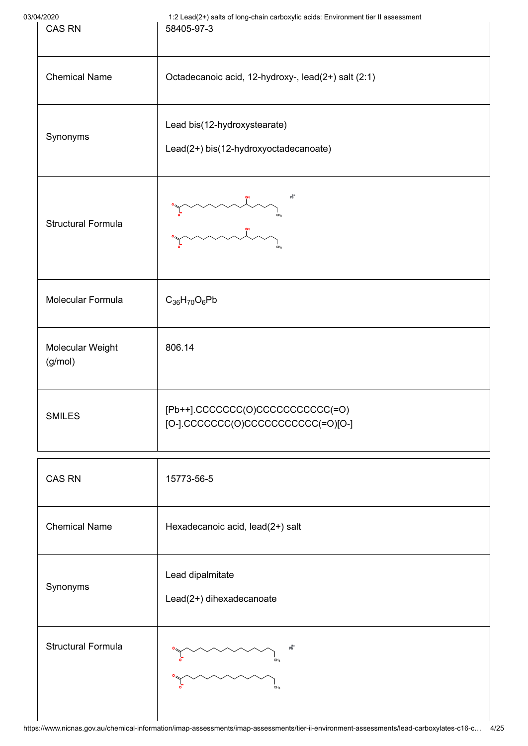| | |
|---|---|
| CAS RN | 58405-97-3 |
| Chemical Name | Octadecanoic acid, 12-hydroxy-, lead(2+) salt (2:1) |
| Synonyms | Lead bis(12-hydroxystearate)<br>Lead(2+) bis(12-hydroxyoctadecanoate) |
| Structural Formula | |
| Molecular Formula | $C_{36}H_{70}O_6Pb$ |
| Molecular Weight (g/mol) | 806.14 |
| SMILES | [Pb++].CCCCCCC(O)CCCCCCCCCCC(=O)[O-].CCCCCCC(O)CCCCCCCCCCC(=O)[O-] |

| | |
|---|---|
| CAS RN | 15773-56-5 |
| Chemical Name | Hexadecanoic acid, lead(2+) salt |
| Synonyms | Lead dipalmitate<br>Lead(2+) dihexadecanoate |
| Structural Formula | |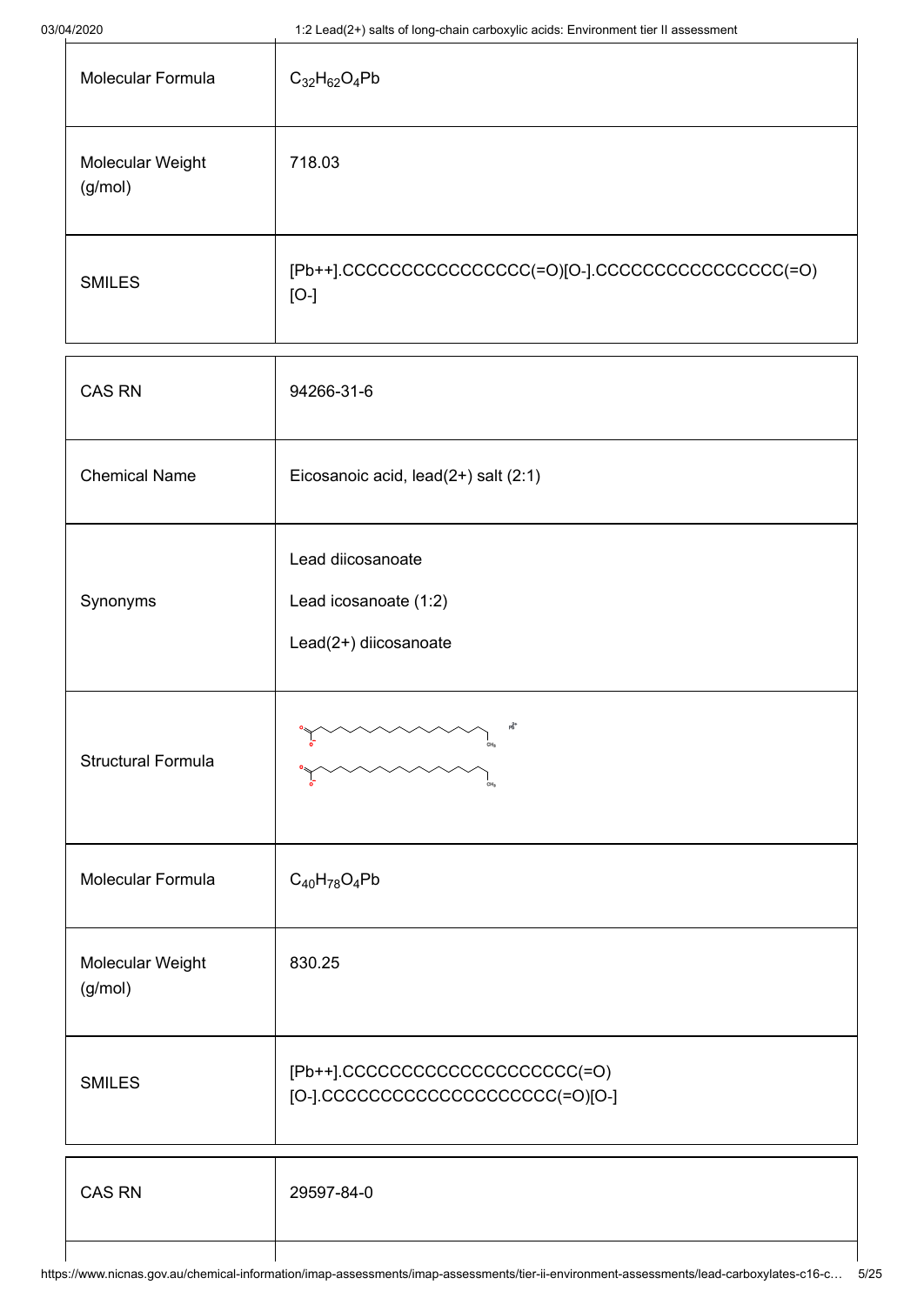| | |
|---|---|
| Molecular Formula | $C_{32}H_{62}O_4Pb$ |
| Molecular Weight (g/mol) | 718.03 |
| SMILES | [Pb++].CCCCCCCCCCCCCCCC(=O)[O-].CCCCCCCCCCCCCCCC(=O)[O-] |

| | |
|---|---|
| CAS RN | 94266-31-6 |
| Chemical Name | Eicosanoic acid, lead(2+) salt (2:1) |
| Synonyms | Lead diicosanoate<br>Lead icosanoate (1:2)<br>Lead(2+) diicosanoate |
| Structural Formula | |
| Molecular Formula | $C_{40}H_{78}O_4Pb$ |
| Molecular Weight (g/mol) | 830.25 |
| SMILES | [Pb++].CCCCCCCCCCCCCCCCCCCC(=O)[O-].CCCCCCCCCCCCCCCCCCCC(=O)[O-] |

| | |
|---|---|
| CAS RN | 29597-84-0 |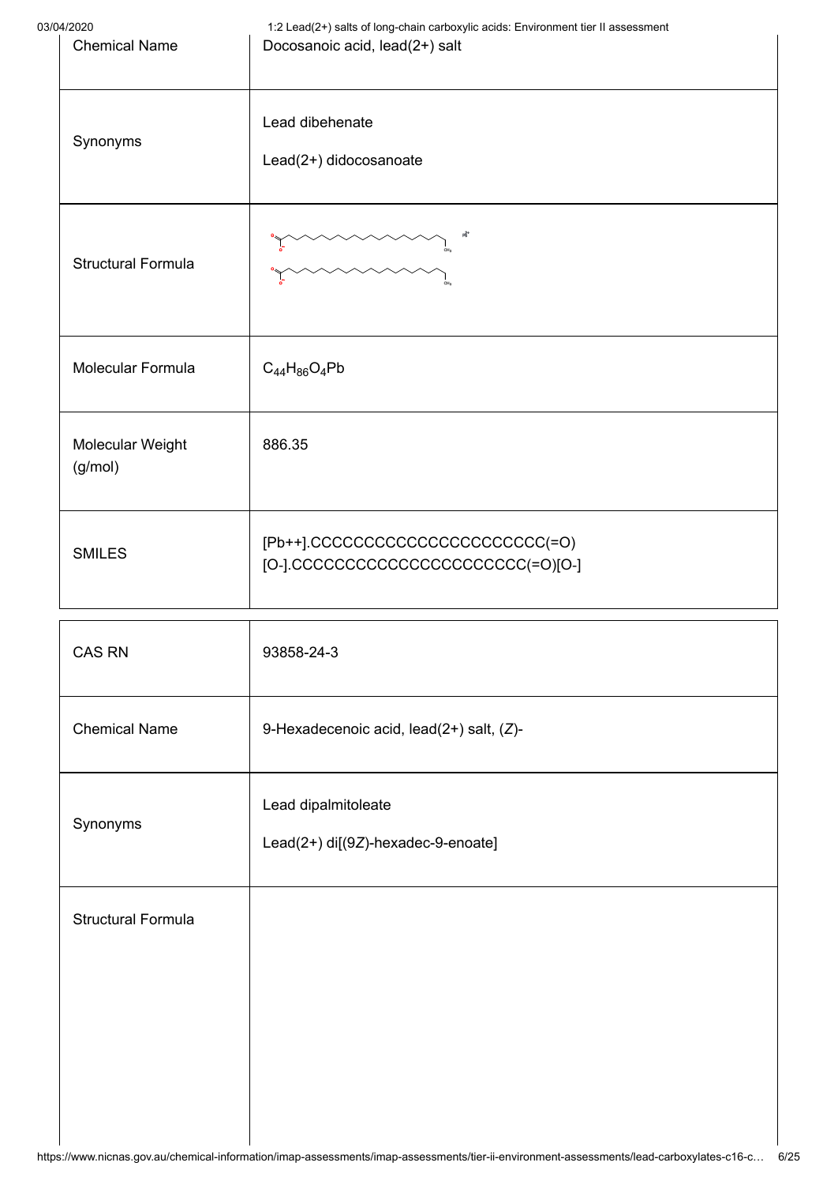| Chemical Name | Docosanoic acid, lead(2+) salt |
|---|---|
| Synonyms | Lead dibehenate<br>Lead(2+) didocosanoate |
| Structural Formula | |
| Molecular Formula | $C_{44}H_{86}O_4Pb$ |
| Molecular Weight (g/mol) | 886.35 |
| SMILES | [Pb++].CCCCCCCCCCCCCCCCCCCCCC(=O)[O-].CCCCCCCCCCCCCCCCCCCCCC(=O)[O-] |

| CAS RN | 93858-24-3 |
|---|---|
| Chemical Name | 9-Hexadecenoic acid, lead(2+) salt, (*Z*)- |
| Synonyms | Lead dipalmitoleate<br>Lead(2+) di[(9*Z*)-hexadec-9-enoate] |
| Structural Formula | |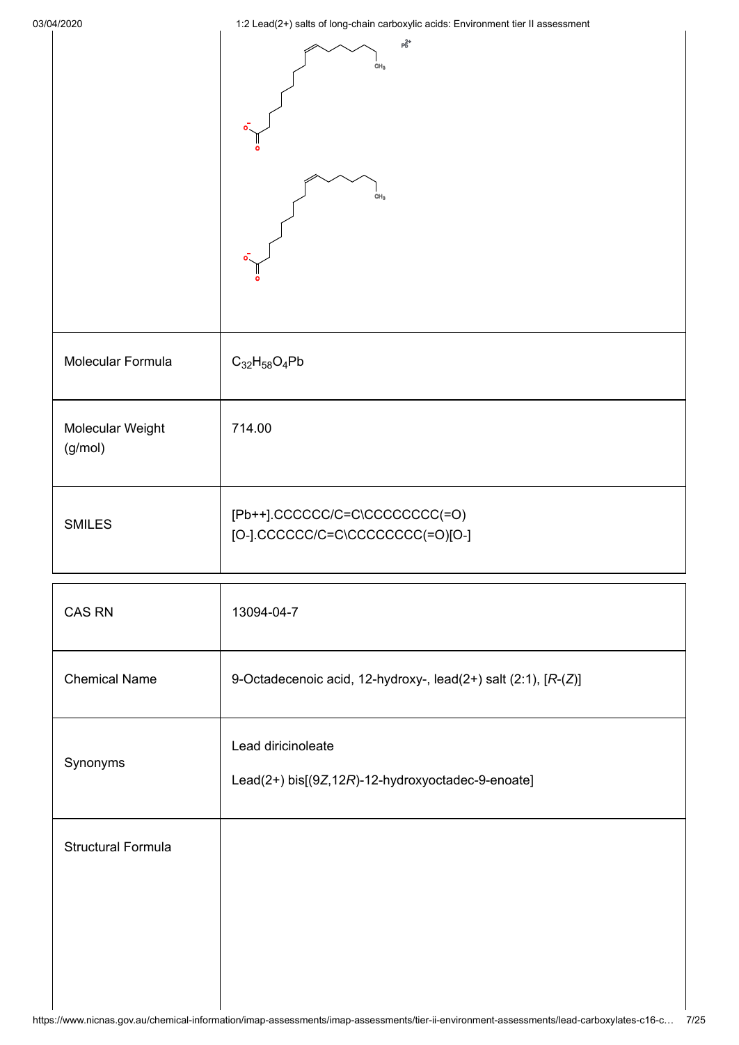| | |
|---|---|
| Molecular Formula | $C_{32}H_{58}O_4Pb$ |
| Molecular Weight (g/mol) | 714.00 |
| SMILES | [Pb++].CCCCCC/C=C\CCCCCCCC(=O)[O-].CCCCCC/C=C\CCCCCCCC(=O)[O-] |

| | |
|---|---|
| CAS RN | 13094-04-7 |
| Chemical Name | 9-Octadecenoic acid, 12-hydroxy-, lead(2+) salt (2:1), [*R*-(*Z*)] |
| Synonyms | Lead diricinoleate<br><br>Lead(2+) bis[(9*Z*,12*R*)-12-hydroxyoctadec-9-enoate] |
| Structural Formula | |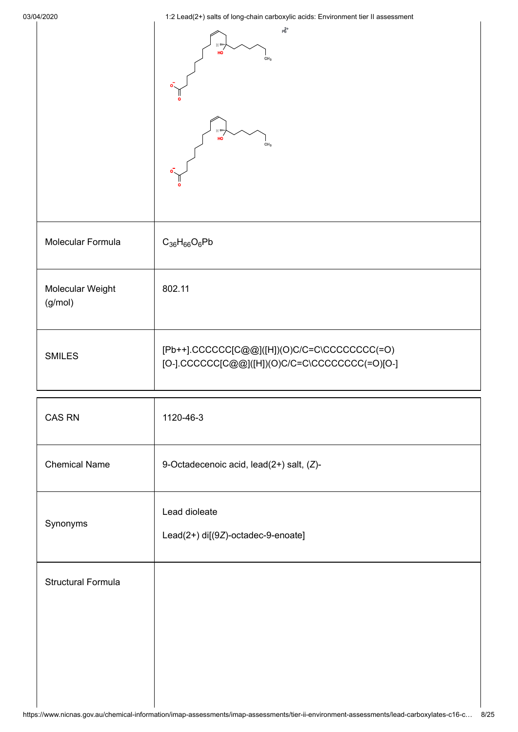| | |
|---|---|
| | |
| Molecular Formula | $C_{36}H_{66}O_6Pb$ |
| Molecular Weight (g/mol) | 802.11 |
| SMILES | [Pb++].CCCCCC[C@@]([H])(O)C/C=C\CCCCCCCC(=O)[O-].CCCCCC[C@@]([H])(O)C/C=C\CCCCCCCC(=O)[O-] |

| | |
|---|---|
| CAS RN | 1120-46-3 |
| Chemical Name | 9-Octadecenoic acid, lead(2+) salt, (*Z*)- |
| Synonyms | Lead dioleate<br>Lead(2+) di[(9*Z*)-octadec-9-enoate] |
| Structural Formula | |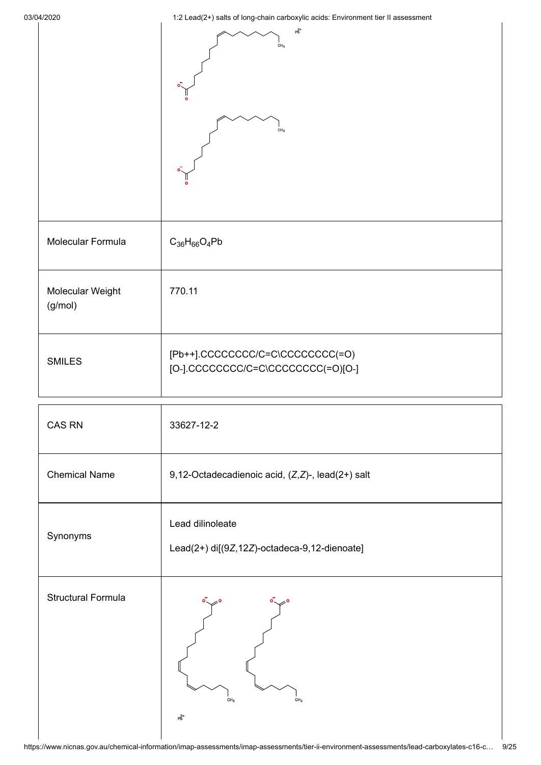| | |
|---|---|
| Molecular Formula | $C_{36}H_{66}O_4Pb$ |
| Molecular Weight (g/mol) | 770.11 |
| SMILES | [Pb++].CCCCCCCC/C=C\CCCCCCCC(=O)[O-].CCCCCCCC/C=C\CCCCCCCC(=O)[O-] |

| | |
|---|---|
| CAS RN | 33627-12-2 |
| Chemical Name | 9,12-Octadecadienoic acid, (*Z*,*Z*)-, lead(2+) salt |
| Synonyms | Lead dilinoleate<br>Lead(2+) di[(9*Z*,12*Z*)-octadeca-9,12-dienoate] |
| Structural Formula | |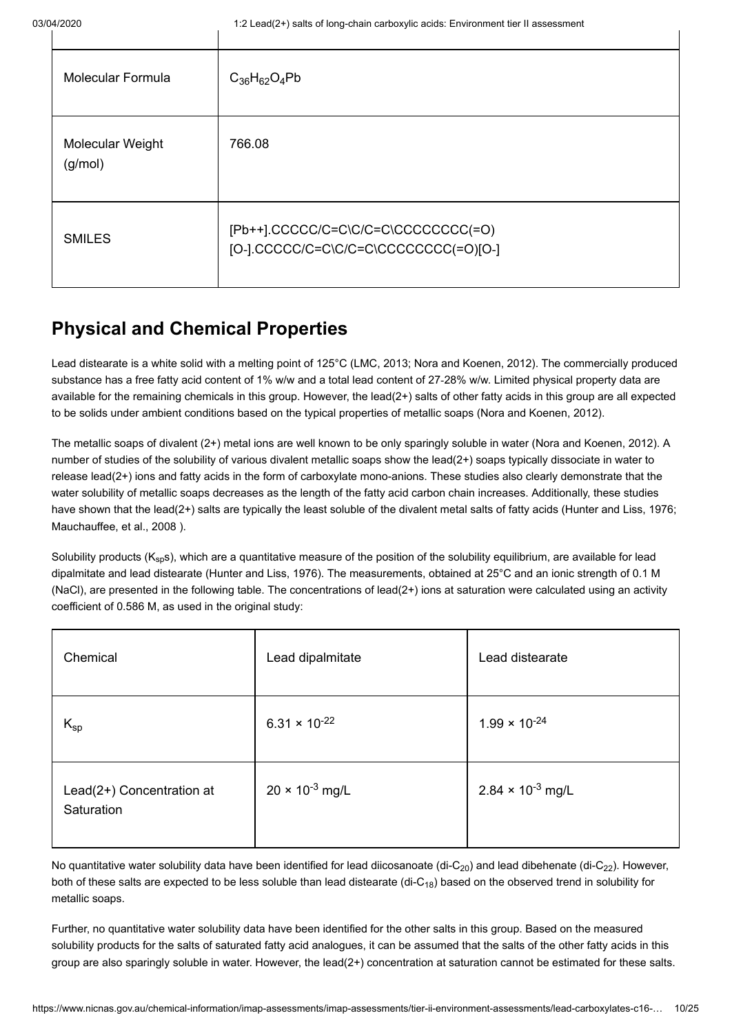| Molecular Formula | $C_{36}H_{62}O_4Pb$ |
| --- | --- |
| Molecular Weight (g/mol) | 766.08 |
| SMILES | [Pb++].CCCCC/C=C\C/C=C\CCCCCCCC(=O)[O-].CCCCC/C=C\C/C=C\CCCCCCCC(=O)[O-] |

## Physical and Chemical Properties

Lead distearate is a white solid with a melting point of 125°C (LMC, 2013; Nora and Koenen, 2012). The commercially produced substance has a free fatty acid content of 1% w/w and a total lead content of 27-28% w/w. Limited physical property data are available for the remaining chemicals in this group. However, the lead(2+) salts of other fatty acids in this group are all expected to be solids under ambient conditions based on the typical properties of metallic soaps (Nora and Koenen, 2012).

The metallic soaps of divalent (2+) metal ions are well known to be only sparingly soluble in water (Nora and Koenen, 2012). A number of studies of the solubility of various divalent metallic soaps show the lead(2+) soaps typically dissociate in water to release lead(2+) ions and fatty acids in the form of carboxylate mono-anions. These studies also clearly demonstrate that the water solubility of metallic soaps decreases as the length of the fatty acid carbon chain increases. Additionally, these studies have shown that the lead(2+) salts are typically the least soluble of the divalent metal salts of fatty acids (Hunter and Liss, 1976; Mauchauffee, et al., 2008 ).

Solubility products ($K_{sp}$s), which are a quantitative measure of the position of the solubility equilibrium, are available for lead dipalmitate and lead distearate (Hunter and Liss, 1976). The measurements, obtained at 25°C and an ionic strength of 0.1 M (NaCl), are presented in the following table. The concentrations of lead(2+) ions at saturation were calculated using an activity coefficient of 0.586 M, as used in the original study:

| Chemical | Lead dipalmitate | Lead distearate |
| --- | --- | --- |
| $K_{sp}$ | $6.31 \times 10^{-22}$ | $1.99 \times 10^{-24}$ |
| Lead(2+) Concentration at Saturation | $20 \times 10^{-3}$ mg/L | $2.84 \times 10^{-3}$ mg/L |

No quantitative water solubility data have been identified for lead diicosanoate (di-$C_{20}$) and lead dibehenate (di-$C_{22}$). However, both of these salts are expected to be less soluble than lead distearate (di-$C_{18}$) based on the observed trend in solubility for metallic soaps.

Further, no quantitative water solubility data have been identified for the other salts in this group. Based on the measured solubility products for the salts of saturated fatty acid analogues, it can be assumed that the salts of the other fatty acids in this group are also sparingly soluble in water. However, the lead(2+) concentration at saturation cannot be estimated for these salts.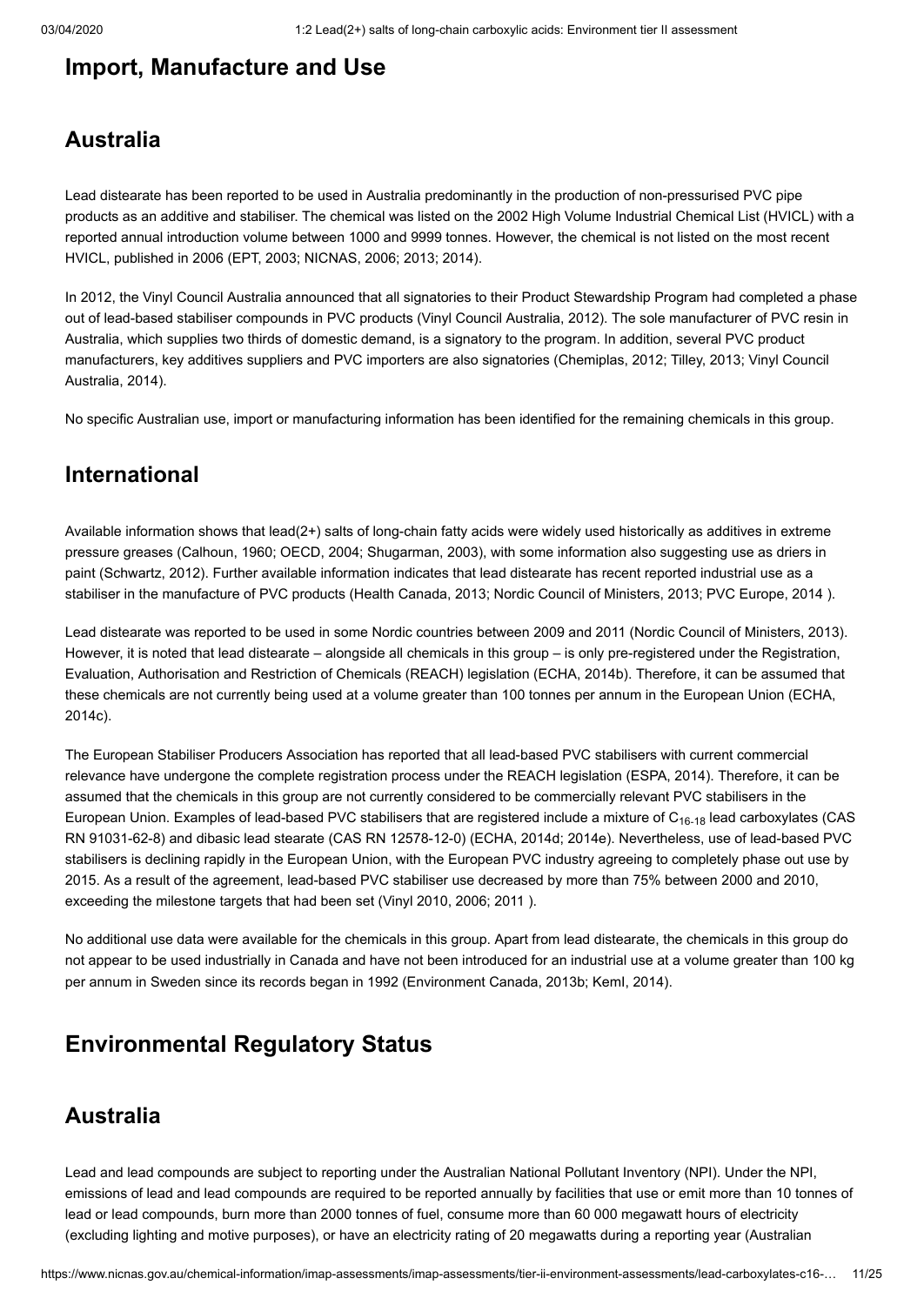## Import, Manufacture and Use

## Australia

Lead distearate has been reported to be used in Australia predominantly in the production of non-pressurised PVC pipe products as an additive and stabiliser. The chemical was listed on the 2002 High Volume Industrial Chemical List (HVICL) with a reported annual introduction volume between 1000 and 9999 tonnes. However, the chemical is not listed on the most recent HVICL, published in 2006 (EPT, 2003; NICNAS, 2006; 2013; 2014).

In 2012, the Vinyl Council Australia announced that all signatories to their Product Stewardship Program had completed a phase out of lead-based stabiliser compounds in PVC products (Vinyl Council Australia, 2012). The sole manufacturer of PVC resin in Australia, which supplies two thirds of domestic demand, is a signatory to the program. In addition, several PVC product manufacturers, key additives suppliers and PVC importers are also signatories (Chemiplas, 2012; Tilley, 2013; Vinyl Council Australia, 2014).

No specific Australian use, import or manufacturing information has been identified for the remaining chemicals in this group.

## International

Available information shows that lead(2+) salts of long-chain fatty acids were widely used historically as additives in extreme pressure greases (Calhoun, 1960; OECD, 2004; Shugarman, 2003), with some information also suggesting use as driers in paint (Schwartz, 2012). Further available information indicates that lead distearate has recent reported industrial use as a stabiliser in the manufacture of PVC products (Health Canada, 2013; Nordic Council of Ministers, 2013; PVC Europe, 2014 ).

Lead distearate was reported to be used in some Nordic countries between 2009 and 2011 (Nordic Council of Ministers, 2013). However, it is noted that lead distearate – alongside all chemicals in this group – is only pre-registered under the Registration, Evaluation, Authorisation and Restriction of Chemicals (REACH) legislation (ECHA, 2014b). Therefore, it can be assumed that these chemicals are not currently being used at a volume greater than 100 tonnes per annum in the European Union (ECHA, 2014c).

The European Stabiliser Producers Association has reported that all lead-based PVC stabilisers with current commercial relevance have undergone the complete registration process under the REACH legislation (ESPA, 2014). Therefore, it can be assumed that the chemicals in this group are not currently considered to be commercially relevant PVC stabilisers in the European Union. Examples of lead-based PVC stabilisers that are registered include a mixture of $C_{16\text{-}18}$ lead carboxylates (CAS RN 91031-62-8) and dibasic lead stearate (CAS RN 12578-12-0) (ECHA, 2014d; 2014e). Nevertheless, use of lead-based PVC stabilisers is declining rapidly in the European Union, with the European PVC industry agreeing to completely phase out use by 2015. As a result of the agreement, lead-based PVC stabiliser use decreased by more than 75% between 2000 and 2010, exceeding the milestone targets that had been set (Vinyl 2010, 2006; 2011 ).

No additional use data were available for the chemicals in this group. Apart from lead distearate, the chemicals in this group do not appear to be used industrially in Canada and have not been introduced for an industrial use at a volume greater than 100 kg per annum in Sweden since its records began in 1992 (Environment Canada, 2013b; KemI, 2014).

## Environmental Regulatory Status

## Australia

Lead and lead compounds are subject to reporting under the Australian National Pollutant Inventory (NPI). Under the NPI, emissions of lead and lead compounds are required to be reported annually by facilities that use or emit more than 10 tonnes of lead or lead compounds, burn more than 2000 tonnes of fuel, consume more than 60 000 megawatt hours of electricity (excluding lighting and motive purposes), or have an electricity rating of 20 megawatts during a reporting year (Australian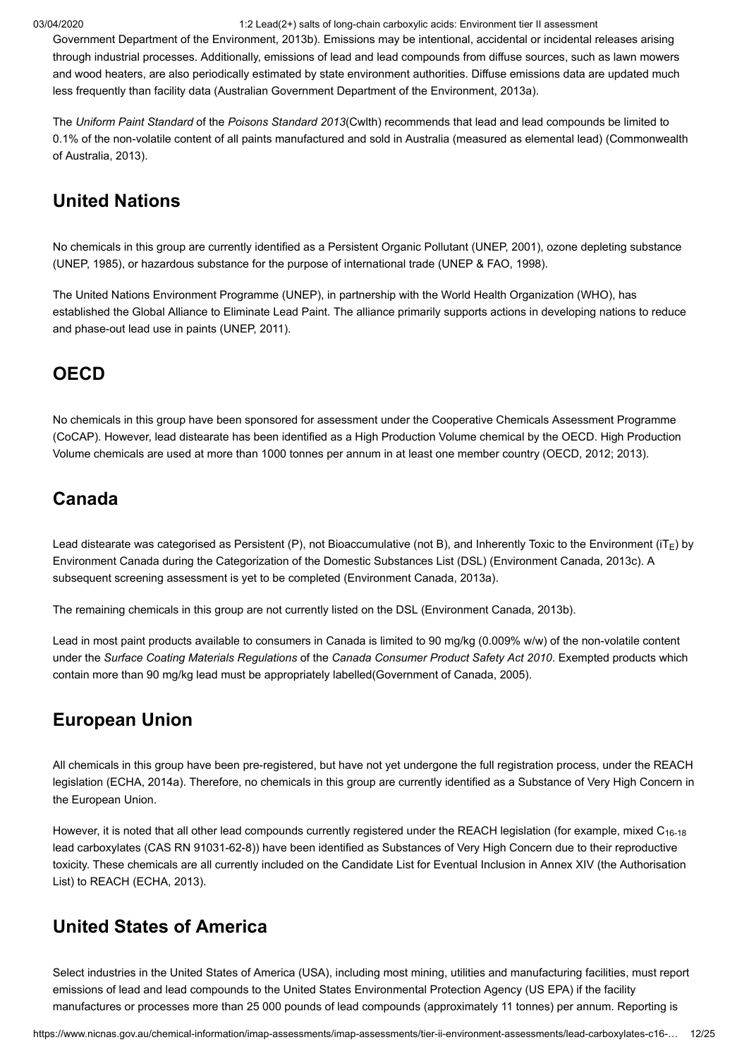Government Department of the Environment, 2013b). Emissions may be intentional, accidental or incidental releases arising through industrial processes. Additionally, emissions of lead and lead compounds from diffuse sources, such as lawn mowers and wood heaters, are also periodically estimated by state environment authorities. Diffuse emissions data are updated much less frequently than facility data (Australian Government Department of the Environment, 2013a).

The *Uniform Paint Standard* of the *Poisons Standard 2013*(Cwlth) recommends that lead and lead compounds be limited to 0.1% of the non-volatile content of all paints manufactured and sold in Australia (measured as elemental lead) (Commonwealth of Australia, 2013).

## United Nations

No chemicals in this group are currently identified as a Persistent Organic Pollutant (UNEP, 2001), ozone depleting substance (UNEP, 1985), or hazardous substance for the purpose of international trade (UNEP & FAO, 1998).

The United Nations Environment Programme (UNEP), in partnership with the World Health Organization (WHO), has established the Global Alliance to Eliminate Lead Paint. The alliance primarily supports actions in developing nations to reduce and phase-out lead use in paints (UNEP, 2011).

## OECD

No chemicals in this group have been sponsored for assessment under the Cooperative Chemicals Assessment Programme (CoCAP). However, lead distearate has been identified as a High Production Volume chemical by the OECD. High Production Volume chemicals are used at more than 1000 tonnes per annum in at least one member country (OECD, 2012; 2013).

## Canada

Lead distearate was categorised as Persistent (P), not Bioaccumulative (not B), and Inherently Toxic to the Environment ($iT_E$) by Environment Canada during the Categorization of the Domestic Substances List (DSL) (Environment Canada, 2013c). A subsequent screening assessment is yet to be completed (Environment Canada, 2013a).

The remaining chemicals in this group are not currently listed on the DSL (Environment Canada, 2013b).

Lead in most paint products available to consumers in Canada is limited to 90 mg/kg (0.009% w/w) of the non-volatile content under the *Surface Coating Materials Regulations* of the *Canada Consumer Product Safety Act 2010*. Exempted products which contain more than 90 mg/kg lead must be appropriately labelled(Government of Canada, 2005).

## European Union

All chemicals in this group have been pre-registered, but have not yet undergone the full registration process, under the REACH legislation (ECHA, 2014a). Therefore, no chemicals in this group are currently identified as a Substance of Very High Concern in the European Union.

However, it is noted that all other lead compounds currently registered under the REACH legislation (for example, mixed $C_{16\text{-}18}$ lead carboxylates (CAS RN 91031-62-8)) have been identified as Substances of Very High Concern due to their reproductive toxicity. These chemicals are all currently included on the Candidate List for Eventual Inclusion in Annex XIV (the Authorisation List) to REACH (ECHA, 2013).

## United States of America

Select industries in the United States of America (USA), including most mining, utilities and manufacturing facilities, must report emissions of lead and lead compounds to the United States Environmental Protection Agency (US EPA) if the facility manufactures or processes more than 25 000 pounds of lead compounds (approximately 11 tonnes) per annum. Reporting is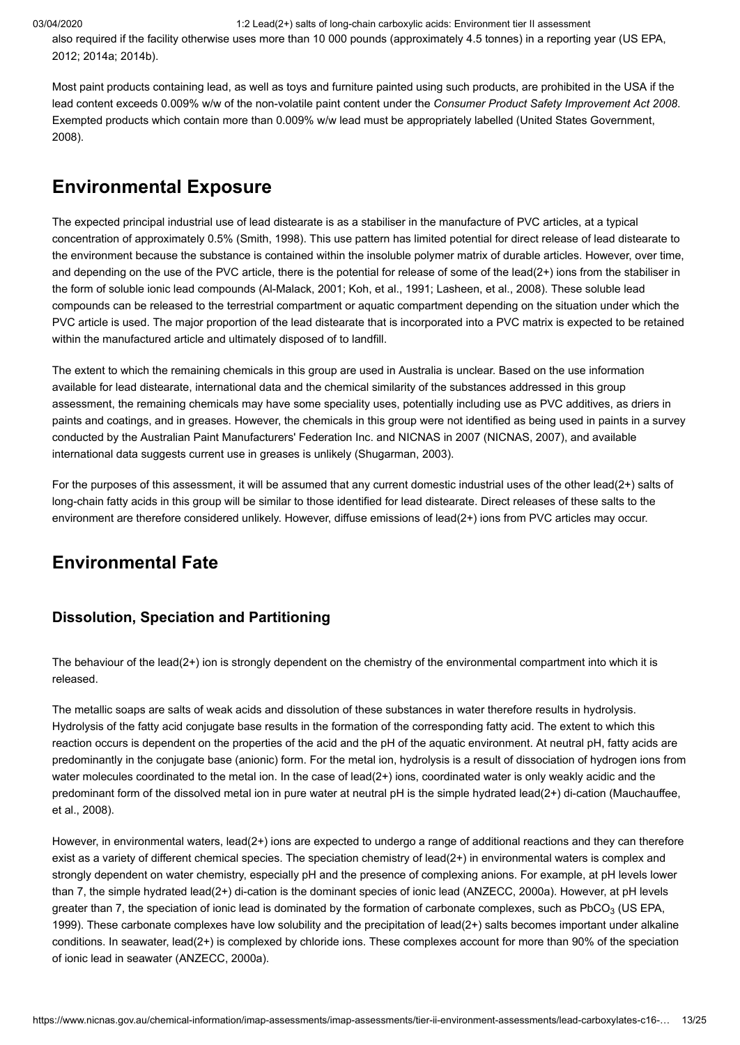also required if the facility otherwise uses more than 10 000 pounds (approximately 4.5 tonnes) in a reporting year (US EPA, 2012; 2014a; 2014b).

Most paint products containing lead, as well as toys and furniture painted using such products, are prohibited in the USA if the lead content exceeds 0.009% w/w of the non-volatile paint content under the *Consumer Product Safety Improvement Act 2008*. Exempted products which contain more than 0.009% w/w lead must be appropriately labelled (United States Government, 2008).

## Environmental Exposure

The expected principal industrial use of lead distearate is as a stabiliser in the manufacture of PVC articles, at a typical concentration of approximately 0.5% (Smith, 1998). This use pattern has limited potential for direct release of lead distearate to the environment because the substance is contained within the insoluble polymer matrix of durable articles. However, over time, and depending on the use of the PVC article, there is the potential for release of some of the lead(2+) ions from the stabiliser in the form of soluble ionic lead compounds (Al-Malack, 2001; Koh, et al., 1991; Lasheen, et al., 2008). These soluble lead compounds can be released to the terrestrial compartment or aquatic compartment depending on the situation under which the PVC article is used. The major proportion of the lead distearate that is incorporated into a PVC matrix is expected to be retained within the manufactured article and ultimately disposed of to landfill.

The extent to which the remaining chemicals in this group are used in Australia is unclear. Based on the use information available for lead distearate, international data and the chemical similarity of the substances addressed in this group assessment, the remaining chemicals may have some speciality uses, potentially including use as PVC additives, as driers in paints and coatings, and in greases. However, the chemicals in this group were not identified as being used in paints in a survey conducted by the Australian Paint Manufacturers' Federation Inc. and NICNAS in 2007 (NICNAS, 2007), and available international data suggests current use in greases is unlikely (Shugarman, 2003).

For the purposes of this assessment, it will be assumed that any current domestic industrial uses of the other lead(2+) salts of long-chain fatty acids in this group will be similar to those identified for lead distearate. Direct releases of these salts to the environment are therefore considered unlikely. However, diffuse emissions of lead(2+) ions from PVC articles may occur.

## Environmental Fate

### Dissolution, Speciation and Partitioning

The behaviour of the lead(2+) ion is strongly dependent on the chemistry of the environmental compartment into which it is released.

The metallic soaps are salts of weak acids and dissolution of these substances in water therefore results in hydrolysis. Hydrolysis of the fatty acid conjugate base results in the formation of the corresponding fatty acid. The extent to which this reaction occurs is dependent on the properties of the acid and the pH of the aquatic environment. At neutral pH, fatty acids are predominantly in the conjugate base (anionic) form. For the metal ion, hydrolysis is a result of dissociation of hydrogen ions from water molecules coordinated to the metal ion. In the case of lead(2+) ions, coordinated water is only weakly acidic and the predominant form of the dissolved metal ion in pure water at neutral pH is the simple hydrated lead(2+) di-cation (Mauchauffee, et al., 2008).

However, in environmental waters, lead(2+) ions are expected to undergo a range of additional reactions and they can therefore exist as a variety of different chemical species. The speciation chemistry of lead(2+) in environmental waters is complex and strongly dependent on water chemistry, especially pH and the presence of complexing anions. For example, at pH levels lower than 7, the simple hydrated lead(2+) di-cation is the dominant species of ionic lead (ANZECC, 2000a). However, at pH levels greater than 7, the speciation of ionic lead is dominated by the formation of carbonate complexes, such as $PbCO_3$ (US EPA, 1999). These carbonate complexes have low solubility and the precipitation of lead(2+) salts becomes important under alkaline conditions. In seawater, lead(2+) is complexed by chloride ions. These complexes account for more than 90% of the speciation of ionic lead in seawater (ANZECC, 2000a).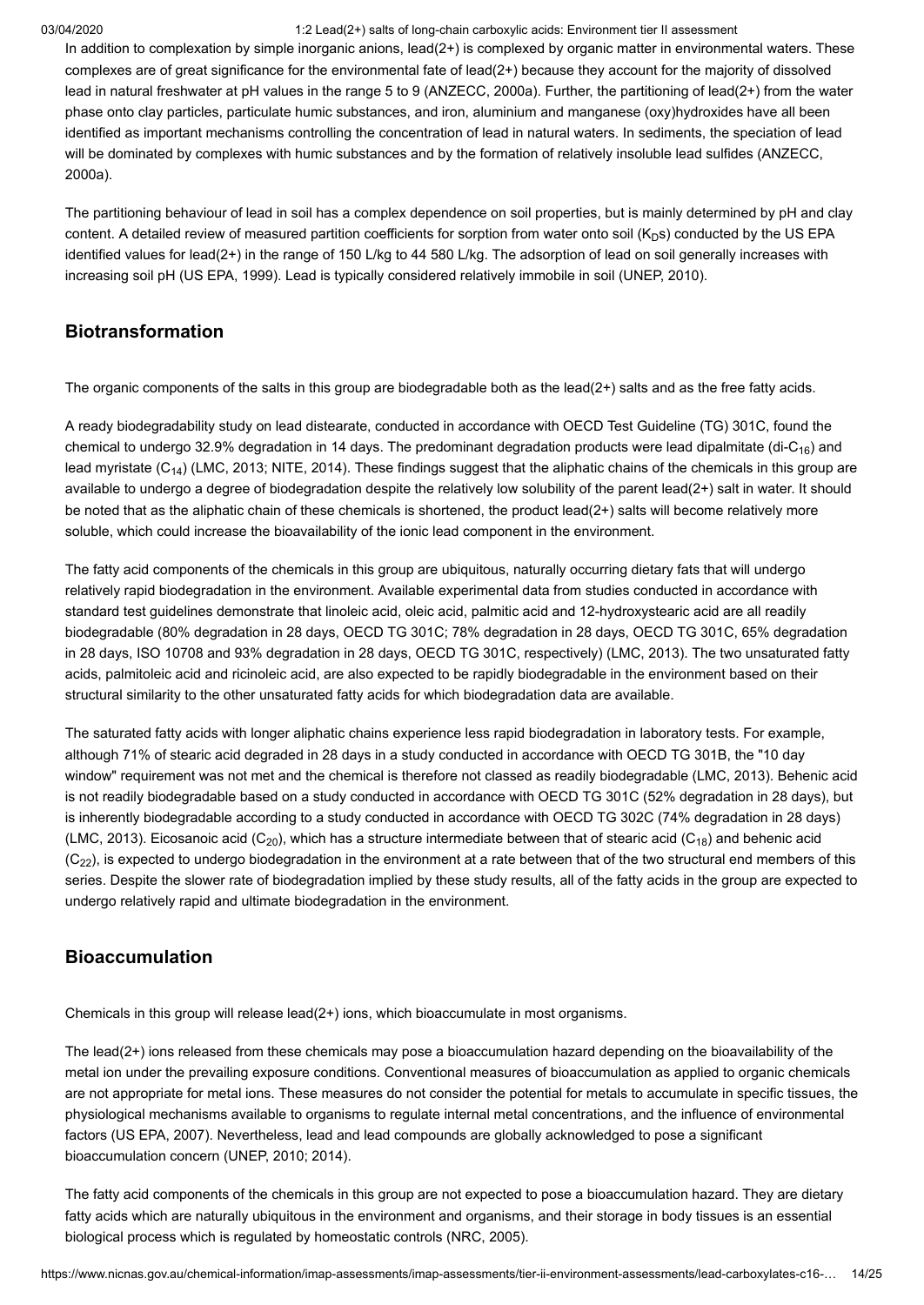In addition to complexation by simple inorganic anions, lead(2+) is complexed by organic matter in environmental waters. These complexes are of great significance for the environmental fate of lead(2+) because they account for the majority of dissolved lead in natural freshwater at pH values in the range 5 to 9 (ANZECC, 2000a). Further, the partitioning of lead(2+) from the water phase onto clay particles, particulate humic substances, and iron, aluminium and manganese (oxy)hydroxides have all been identified as important mechanisms controlling the concentration of lead in natural waters. In sediments, the speciation of lead will be dominated by complexes with humic substances and by the formation of relatively insoluble lead sulfides (ANZECC, 2000a).

The partitioning behaviour of lead in soil has a complex dependence on soil properties, but is mainly determined by pH and clay content. A detailed review of measured partition coefficients for sorption from water onto soil ($K_D$s) conducted by the US EPA identified values for lead(2+) in the range of 150 L/kg to 44 580 L/kg. The adsorption of lead on soil generally increases with increasing soil pH (US EPA, 1999). Lead is typically considered relatively immobile in soil (UNEP, 2010).

## Biotransformation

The organic components of the salts in this group are biodegradable both as the lead(2+) salts and as the free fatty acids.

A ready biodegradability study on lead distearate, conducted in accordance with OECD Test Guideline (TG) 301C, found the chemical to undergo 32.9% degradation in 14 days. The predominant degradation products were lead dipalmitate (di-$C_{16}$) and lead myristate ($C_{14}$) (LMC, 2013; NITE, 2014). These findings suggest that the aliphatic chains of the chemicals in this group are available to undergo a degree of biodegradation despite the relatively low solubility of the parent lead(2+) salt in water. It should be noted that as the aliphatic chain of these chemicals is shortened, the product lead(2+) salts will become relatively more soluble, which could increase the bioavailability of the ionic lead component in the environment.

The fatty acid components of the chemicals in this group are ubiquitous, naturally occurring dietary fats that will undergo relatively rapid biodegradation in the environment. Available experimental data from studies conducted in accordance with standard test guidelines demonstrate that linoleic acid, oleic acid, palmitic acid and 12-hydroxystearic acid are all readily biodegradable (80% degradation in 28 days, OECD TG 301C; 78% degradation in 28 days, OECD TG 301C, 65% degradation in 28 days, ISO 10708 and 93% degradation in 28 days, OECD TG 301C, respectively) (LMC, 2013). The two unsaturated fatty acids, palmitoleic acid and ricinoleic acid, are also expected to be rapidly biodegradable in the environment based on their structural similarity to the other unsaturated fatty acids for which biodegradation data are available.

The saturated fatty acids with longer aliphatic chains experience less rapid biodegradation in laboratory tests. For example, although 71% of stearic acid degraded in 28 days in a study conducted in accordance with OECD TG 301B, the "10 day window" requirement was not met and the chemical is therefore not classed as readily biodegradable (LMC, 2013). Behenic acid is not readily biodegradable based on a study conducted in accordance with OECD TG 301C (52% degradation in 28 days), but is inherently biodegradable according to a study conducted in accordance with OECD TG 302C (74% degradation in 28 days) (LMC, 2013). Eicosanoic acid ($C_{20}$), which has a structure intermediate between that of stearic acid ($C_{18}$) and behenic acid ($C_{22}$), is expected to undergo biodegradation in the environment at a rate between that of the two structural end members of this series. Despite the slower rate of biodegradation implied by these study results, all of the fatty acids in the group are expected to undergo relatively rapid and ultimate biodegradation in the environment.

## Bioaccumulation

Chemicals in this group will release lead(2+) ions, which bioaccumulate in most organisms.

The lead(2+) ions released from these chemicals may pose a bioaccumulation hazard depending on the bioavailability of the metal ion under the prevailing exposure conditions. Conventional measures of bioaccumulation as applied to organic chemicals are not appropriate for metal ions. These measures do not consider the potential for metals to accumulate in specific tissues, the physiological mechanisms available to organisms to regulate internal metal concentrations, and the influence of environmental factors (US EPA, 2007). Nevertheless, lead and lead compounds are globally acknowledged to pose a significant bioaccumulation concern (UNEP, 2010; 2014).

The fatty acid components of the chemicals in this group are not expected to pose a bioaccumulation hazard. They are dietary fatty acids which are naturally ubiquitous in the environment and organisms, and their storage in body tissues is an essential biological process which is regulated by homeostatic controls (NRC, 2005).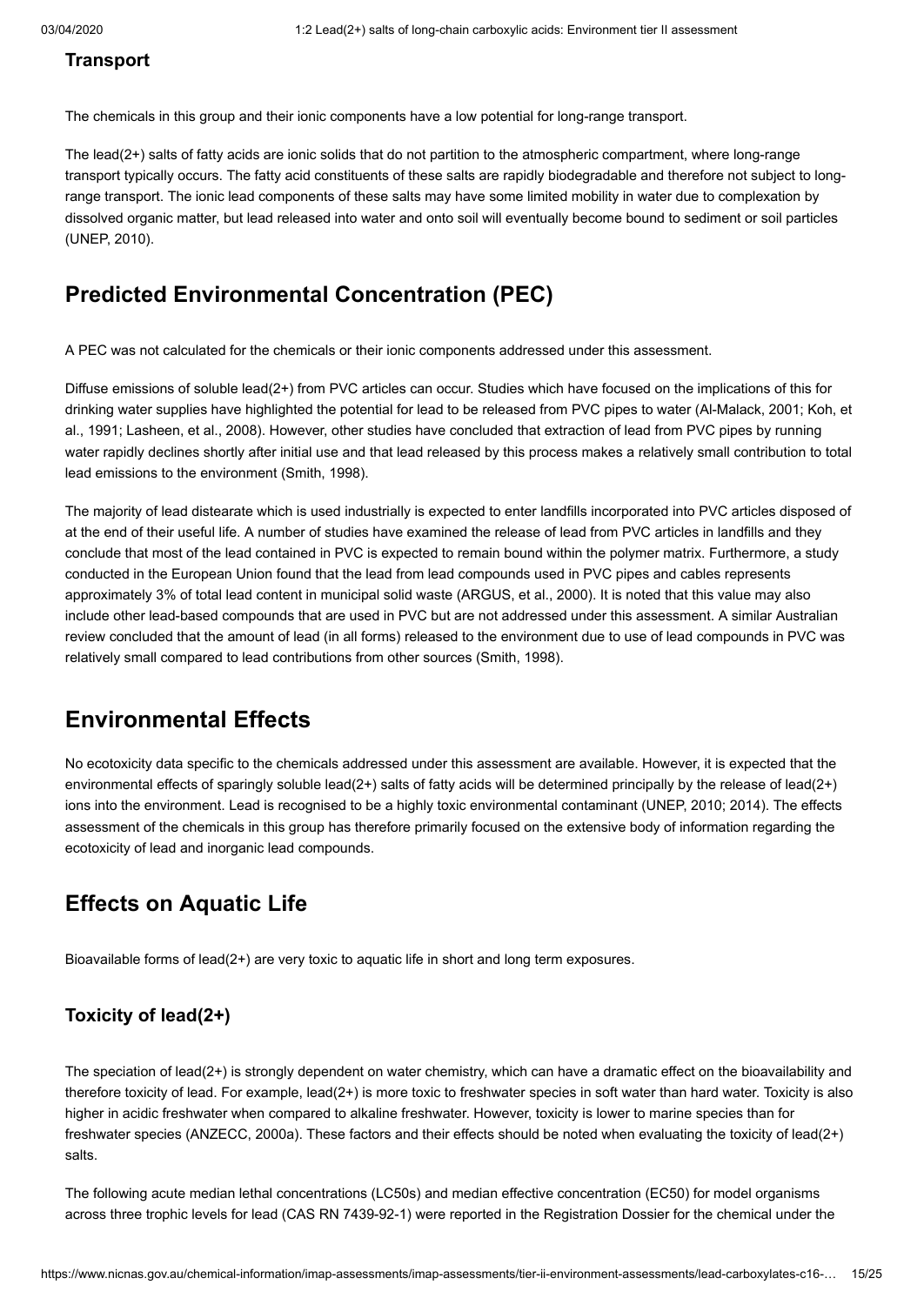### Transport

The chemicals in this group and their ionic components have a low potential for long-range transport.

The lead(2+) salts of fatty acids are ionic solids that do not partition to the atmospheric compartment, where long-range transport typically occurs. The fatty acid constituents of these salts are rapidly biodegradable and therefore not subject to long-range transport. The ionic lead components of these salts may have some limited mobility in water due to complexation by dissolved organic matter, but lead released into water and onto soil will eventually become bound to sediment or soil particles (UNEP, 2010).

## Predicted Environmental Concentration (PEC)

A PEC was not calculated for the chemicals or their ionic components addressed under this assessment.

Diffuse emissions of soluble lead(2+) from PVC articles can occur. Studies which have focused on the implications of this for drinking water supplies have highlighted the potential for lead to be released from PVC pipes to water (Al-Malack, 2001; Koh, et al., 1991; Lasheen, et al., 2008). However, other studies have concluded that extraction of lead from PVC pipes by running water rapidly declines shortly after initial use and that lead released by this process makes a relatively small contribution to total lead emissions to the environment (Smith, 1998).

The majority of lead distearate which is used industrially is expected to enter landfills incorporated into PVC articles disposed of at the end of their useful life. A number of studies have examined the release of lead from PVC articles in landfills and they conclude that most of the lead contained in PVC is expected to remain bound within the polymer matrix. Furthermore, a study conducted in the European Union found that the lead from lead compounds used in PVC pipes and cables represents approximately 3% of total lead content in municipal solid waste (ARGUS, et al., 2000). It is noted that this value may also include other lead-based compounds that are used in PVC but are not addressed under this assessment. A similar Australian review concluded that the amount of lead (in all forms) released to the environment due to use of lead compounds in PVC was relatively small compared to lead contributions from other sources (Smith, 1998).

## Environmental Effects

No ecotoxicity data specific to the chemicals addressed under this assessment are available. However, it is expected that the environmental effects of sparingly soluble lead(2+) salts of fatty acids will be determined principally by the release of lead(2+) ions into the environment. Lead is recognised to be a highly toxic environmental contaminant (UNEP, 2010; 2014). The effects assessment of the chemicals in this group has therefore primarily focused on the extensive body of information regarding the ecotoxicity of lead and inorganic lead compounds.

## Effects on Aquatic Life

Bioavailable forms of lead(2+) are very toxic to aquatic life in short and long term exposures.

### Toxicity of lead(2+)

The speciation of lead(2+) is strongly dependent on water chemistry, which can have a dramatic effect on the bioavailability and therefore toxicity of lead. For example, lead(2+) is more toxic to freshwater species in soft water than hard water. Toxicity is also higher in acidic freshwater when compared to alkaline freshwater. However, toxicity is lower to marine species than for freshwater species (ANZECC, 2000a). These factors and their effects should be noted when evaluating the toxicity of lead(2+) salts.

The following acute median lethal concentrations (LC50s) and median effective concentration (EC50) for model organisms across three trophic levels for lead (CAS RN 7439-92-1) were reported in the Registration Dossier for the chemical under the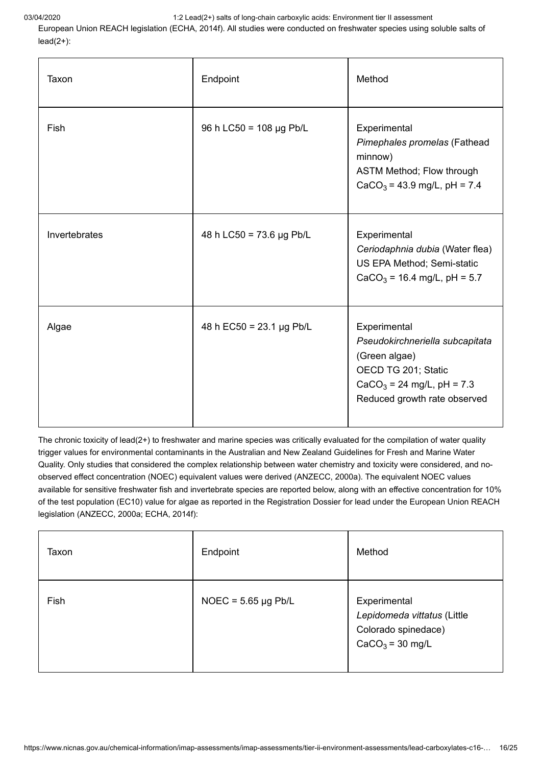European Union REACH legislation (ECHA, 2014f). All studies were conducted on freshwater species using soluble salts of lead(2+):

| Taxon | Endpoint | Method |
|---|---|---|
| Fish | 96 h LC50 = 108 µg Pb/L | Experimental<br>*Pimephales promelas* (Fathead minnow)<br>ASTM Method; Flow through<br>$CaCO_3$ = 43.9 mg/L, pH = 7.4 |
| Invertebrates | 48 h LC50 = 73.6 µg Pb/L | Experimental<br>*Ceriodaphnia dubia* (Water flea)<br>US EPA Method; Semi-static<br>$CaCO_3$ = 16.4 mg/L, pH = 5.7 |
| Algae | 48 h EC50 = 23.1 µg Pb/L | Experimental<br>*Pseudokirchneriella subcapitata* (Green algae)<br>OECD TG 201; Static<br>$CaCO_3$ = 24 mg/L, pH = 7.3<br>Reduced growth rate observed |

The chronic toxicity of lead(2+) to freshwater and marine species was critically evaluated for the compilation of water quality trigger values for environmental contaminants in the Australian and New Zealand Guidelines for Fresh and Marine Water Quality. Only studies that considered the complex relationship between water chemistry and toxicity were considered, and no-observed effect concentration (NOEC) equivalent values were derived (ANZECC, 2000a). The equivalent NOEC values available for sensitive freshwater fish and invertebrate species are reported below, along with an effective concentration for 10% of the test population (EC10) value for algae as reported in the Registration Dossier for lead under the European Union REACH legislation (ANZECC, 2000a; ECHA, 2014f):

| Taxon | Endpoint | Method |
|---|---|---|
| Fish | NOEC = 5.65 µg Pb/L | Experimental<br>*Lepidomeda vittatus* (Little Colorado spinedace)<br>$CaCO_3$ = 30 mg/L |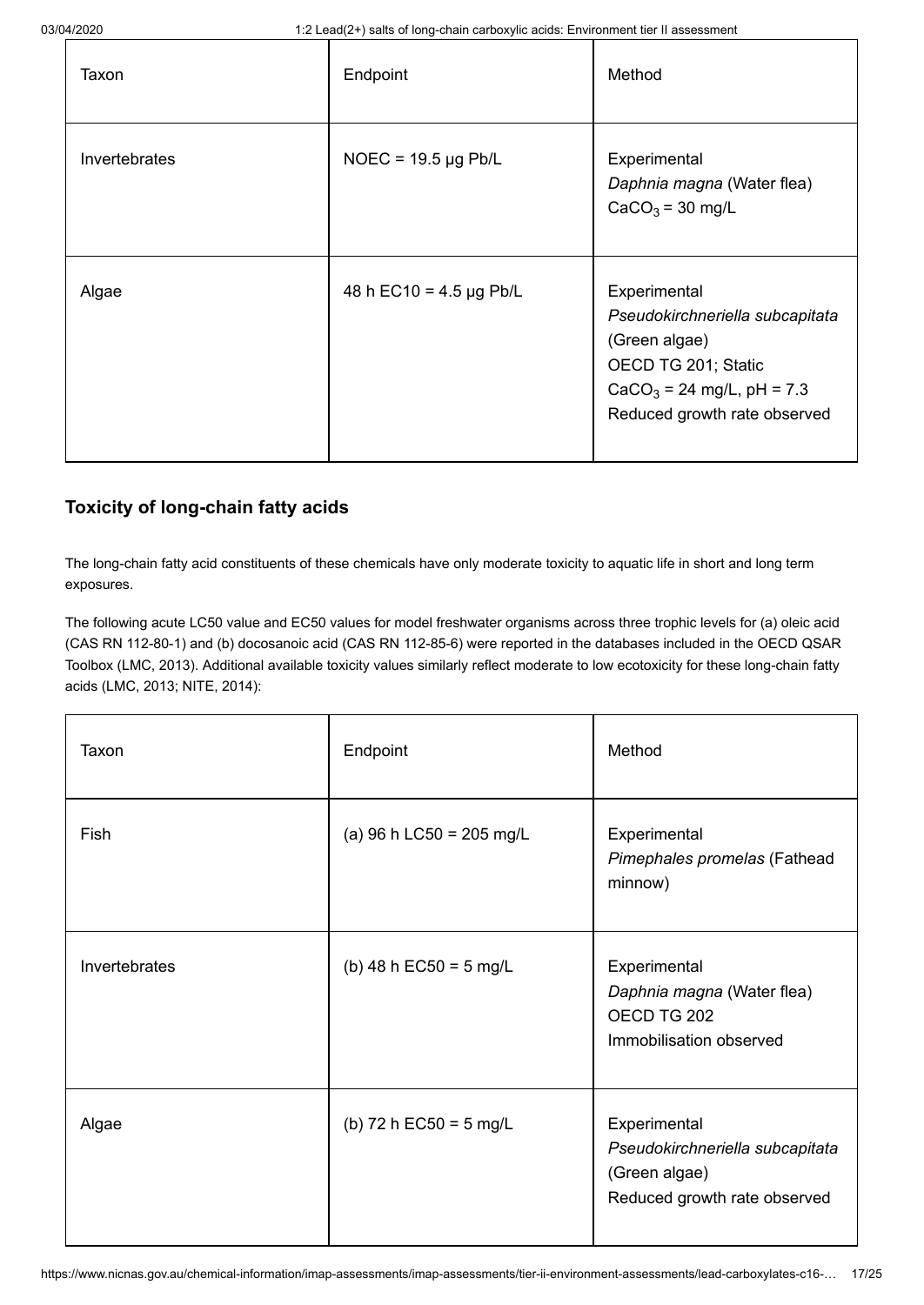| Taxon | Endpoint | Method |
| --- | --- | --- |
| Invertebrates | NOEC = 19.5 µg Pb/L | Experimental<br>*Daphnia magna* (Water flea)<br>$CaCO_3$ = 30 mg/L |
| Algae | 48 h EC10 = 4.5 µg Pb/L | Experimental<br>*Pseudokirchneriella subcapitata* (Green algae)<br>OECD TG 201; Static<br>$CaCO_3$ = 24 mg/L, pH = 7.3<br>Reduced growth rate observed |

### Toxicity of long-chain fatty acids

The long-chain fatty acid constituents of these chemicals have only moderate toxicity to aquatic life in short and long term exposures.

The following acute LC50 value and EC50 values for model freshwater organisms across three trophic levels for (a) oleic acid (CAS RN 112-80-1) and (b) docosanoic acid (CAS RN 112-85-6) were reported in the databases included in the OECD QSAR Toolbox (LMC, 2013). Additional available toxicity values similarly reflect moderate to low ecotoxicity for these long-chain fatty acids (LMC, 2013; NITE, 2014):

| Taxon | Endpoint | Method |
| --- | --- | --- |
| Fish | (a) 96 h LC50 = 205 mg/L | Experimental<br>*Pimephales promelas* (Fathead minnow) |
| Invertebrates | (b) 48 h EC50 = 5 mg/L | Experimental<br>*Daphnia magna* (Water flea)<br>OECD TG 202<br>Immobilisation observed |
| Algae | (b) 72 h EC50 = 5 mg/L | Experimental<br>*Pseudokirchneriella subcapitata* (Green algae)<br>Reduced growth rate observed |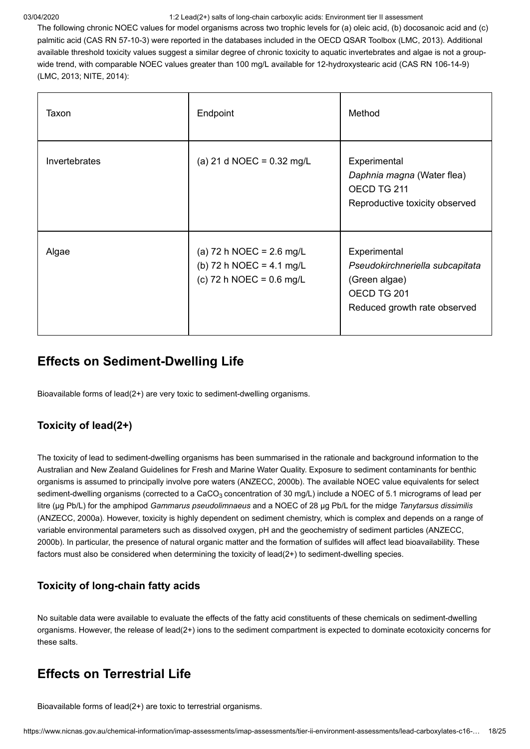The following chronic NOEC values for model organisms across two trophic levels for (a) oleic acid, (b) docosanoic acid and (c) palmitic acid (CAS RN 57-10-3) were reported in the databases included in the OECD QSAR Toolbox (LMC, 2013). Additional available threshold toxicity values suggest a similar degree of chronic toxicity to aquatic invertebrates and algae is not a group-wide trend, with comparable NOEC values greater than 100 mg/L available for 12-hydroxystearic acid (CAS RN 106-14-9) (LMC, 2013; NITE, 2014):

| Taxon | Endpoint | Method |
| --- | --- | --- |
| Invertebrates | (a) 21 d NOEC = 0.32 mg/L | Experimental<br>*Daphnia magna* (Water flea)<br>OECD TG 211<br>Reproductive toxicity observed |
| Algae | (a) 72 h NOEC = 2.6 mg/L<br>(b) 72 h NOEC = 4.1 mg/L<br>(c) 72 h NOEC = 0.6 mg/L | Experimental<br>*Pseudokirchneriella subcapitata* (Green algae)<br>OECD TG 201<br>Reduced growth rate observed |

## Effects on Sediment-Dwelling Life

Bioavailable forms of lead(2+) are very toxic to sediment-dwelling organisms.

### Toxicity of lead(2+)

The toxicity of lead to sediment-dwelling organisms has been summarised in the rationale and background information to the Australian and New Zealand Guidelines for Fresh and Marine Water Quality. Exposure to sediment contaminants for benthic organisms is assumed to principally involve pore waters (ANZECC, 2000b). The available NOEC value equivalents for select sediment-dwelling organisms (corrected to a $CaCO_3$ concentration of 30 mg/L) include a NOEC of 5.1 micrograms of lead per litre (µg Pb/L) for the amphipod *Gammarus pseudolimnaeus* and a NOEC of 28 µg Pb/L for the midge *Tanytarsus dissimilis* (ANZECC, 2000a). However, toxicity is highly dependent on sediment chemistry, which is complex and depends on a range of variable environmental parameters such as dissolved oxygen, pH and the geochemistry of sediment particles (ANZECC, 2000b). In particular, the presence of natural organic matter and the formation of sulfides will affect lead bioavailability. These factors must also be considered when determining the toxicity of lead(2+) to sediment-dwelling species.

### Toxicity of long-chain fatty acids

No suitable data were available to evaluate the effects of the fatty acid constituents of these chemicals on sediment-dwelling organisms. However, the release of lead(2+) ions to the sediment compartment is expected to dominate ecotoxicity concerns for these salts.

## Effects on Terrestrial Life

Bioavailable forms of lead(2+) are toxic to terrestrial organisms.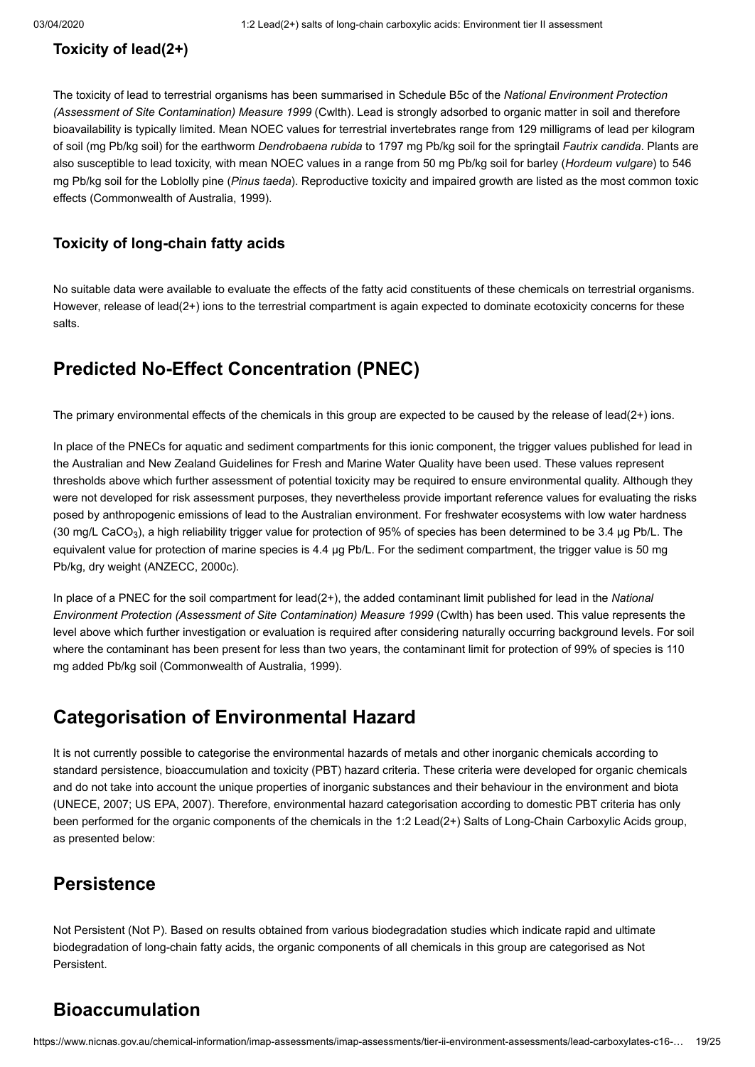### Toxicity of lead(2+)

The toxicity of lead to terrestrial organisms has been summarised in Schedule B5c of the *National Environment Protection (Assessment of Site Contamination) Measure 1999* (Cwlth). Lead is strongly adsorbed to organic matter in soil and therefore bioavailability is typically limited. Mean NOEC values for terrestrial invertebrates range from 129 milligrams of lead per kilogram of soil (mg Pb/kg soil) for the earthworm *Dendrobaena rubida* to 1797 mg Pb/kg soil for the springtail *Fautrix candida*. Plants are also susceptible to lead toxicity, with mean NOEC values in a range from 50 mg Pb/kg soil for barley (*Hordeum vulgare*) to 546 mg Pb/kg soil for the Loblolly pine (*Pinus taeda*). Reproductive toxicity and impaired growth are listed as the most common toxic effects (Commonwealth of Australia, 1999).

### Toxicity of long-chain fatty acids

No suitable data were available to evaluate the effects of the fatty acid constituents of these chemicals on terrestrial organisms. However, release of lead(2+) ions to the terrestrial compartment is again expected to dominate ecotoxicity concerns for these salts.

## Predicted No-Effect Concentration (PNEC)

The primary environmental effects of the chemicals in this group are expected to be caused by the release of lead(2+) ions.

In place of the PNECs for aquatic and sediment compartments for this ionic component, the trigger values published for lead in the Australian and New Zealand Guidelines for Fresh and Marine Water Quality have been used. These values represent thresholds above which further assessment of potential toxicity may be required to ensure environmental quality. Although they were not developed for risk assessment purposes, they nevertheless provide important reference values for evaluating the risks posed by anthropogenic emissions of lead to the Australian environment. For freshwater ecosystems with low water hardness (30 mg/L $CaCO_3$), a high reliability trigger value for protection of 95% of species has been determined to be 3.4 µg Pb/L. The equivalent value for protection of marine species is 4.4 µg Pb/L. For the sediment compartment, the trigger value is 50 mg Pb/kg, dry weight (ANZECC, 2000c).

In place of a PNEC for the soil compartment for lead(2+), the added contaminant limit published for lead in the *National Environment Protection (Assessment of Site Contamination) Measure 1999* (Cwlth) has been used. This value represents the level above which further investigation or evaluation is required after considering naturally occurring background levels. For soil where the contaminant has been present for less than two years, the contaminant limit for protection of 99% of species is 110 mg added Pb/kg soil (Commonwealth of Australia, 1999).

## Categorisation of Environmental Hazard

It is not currently possible to categorise the environmental hazards of metals and other inorganic chemicals according to standard persistence, bioaccumulation and toxicity (PBT) hazard criteria. These criteria were developed for organic chemicals and do not take into account the unique properties of inorganic substances and their behaviour in the environment and biota (UNECE, 2007; US EPA, 2007). Therefore, environmental hazard categorisation according to domestic PBT criteria has only been performed for the organic components of the chemicals in the 1:2 Lead(2+) Salts of Long-Chain Carboxylic Acids group, as presented below:

## Persistence

Not Persistent (Not P). Based on results obtained from various biodegradation studies which indicate rapid and ultimate biodegradation of long-chain fatty acids, the organic components of all chemicals in this group are categorised as Not Persistent.

## Bioaccumulation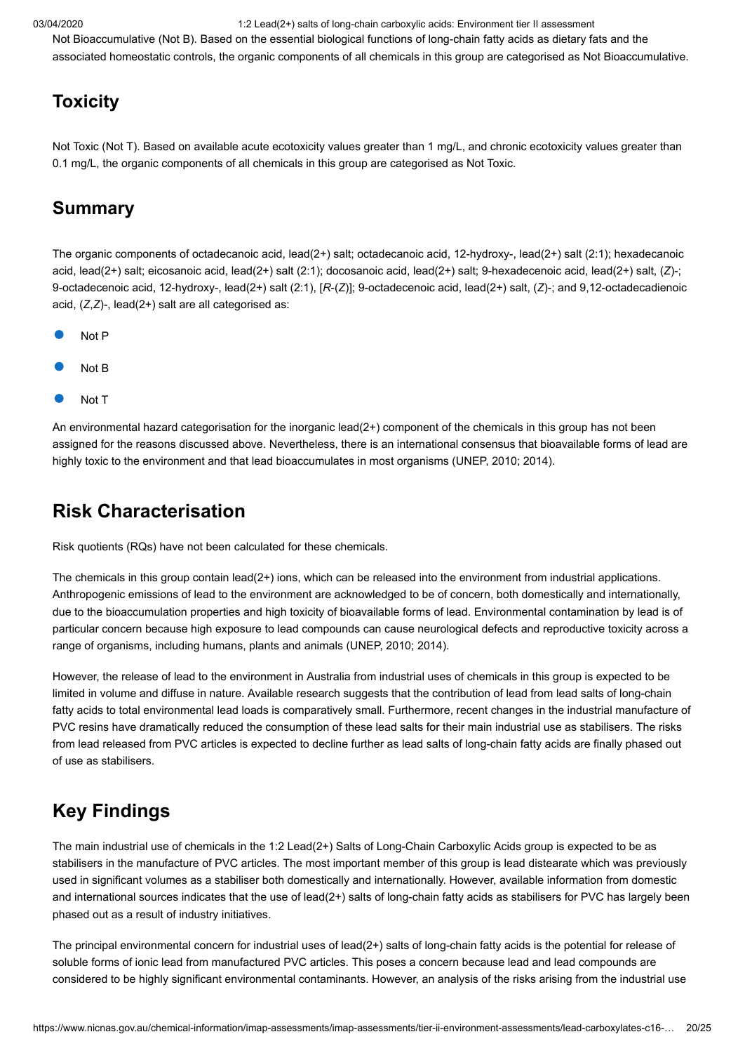Not Bioaccumulative (Not B). Based on the essential biological functions of long-chain fatty acids as dietary fats and the associated homeostatic controls, the organic components of all chemicals in this group are categorised as Not Bioaccumulative.

## Toxicity

Not Toxic (Not T). Based on available acute ecotoxicity values greater than 1 mg/L, and chronic ecotoxicity values greater than 0.1 mg/L, the organic components of all chemicals in this group are categorised as Not Toxic.

## Summary

The organic components of octadecanoic acid, lead(2+) salt; octadecanoic acid, 12-hydroxy-, lead(2+) salt (2:1); hexadecanoic acid, lead(2+) salt; eicosanoic acid, lead(2+) salt (2:1); docosanoic acid, lead(2+) salt; 9-hexadecenoic acid, lead(2+) salt, (*Z*)-; 9-octadecenoic acid, 12-hydroxy-, lead(2+) salt (2:1), [*R*-(*Z*)]; 9-octadecenoic acid, lead(2+) salt, (*Z*)-; and 9,12-octadecadienoic acid, (*Z*,*Z*)-, lead(2+) salt are all categorised as:

- Not P
- Not B
- Not T

An environmental hazard categorisation for the inorganic lead(2+) component of the chemicals in this group has not been assigned for the reasons discussed above. Nevertheless, there is an international consensus that bioavailable forms of lead are highly toxic to the environment and that lead bioaccumulates in most organisms (UNEP, 2010; 2014).

## Risk Characterisation

Risk quotients (RQs) have not been calculated for these chemicals.

The chemicals in this group contain lead(2+) ions, which can be released into the environment from industrial applications. Anthropogenic emissions of lead to the environment are acknowledged to be of concern, both domestically and internationally, due to the bioaccumulation properties and high toxicity of bioavailable forms of lead. Environmental contamination by lead is of particular concern because high exposure to lead compounds can cause neurological defects and reproductive toxicity across a range of organisms, including humans, plants and animals (UNEP, 2010; 2014).

However, the release of lead to the environment in Australia from industrial uses of chemicals in this group is expected to be limited in volume and diffuse in nature. Available research suggests that the contribution of lead from lead salts of long-chain fatty acids to total environmental lead loads is comparatively small. Furthermore, recent changes in the industrial manufacture of PVC resins have dramatically reduced the consumption of these lead salts for their main industrial use as stabilisers. The risks from lead released from PVC articles is expected to decline further as lead salts of long-chain fatty acids are finally phased out of use as stabilisers.

## Key Findings

The main industrial use of chemicals in the 1:2 Lead(2+) Salts of Long-Chain Carboxylic Acids group is expected to be as stabilisers in the manufacture of PVC articles. The most important member of this group is lead distearate which was previously used in significant volumes as a stabiliser both domestically and internationally. However, available information from domestic and international sources indicates that the use of lead(2+) salts of long-chain fatty acids as stabilisers for PVC has largely been phased out as a result of industry initiatives.

The principal environmental concern for industrial uses of lead(2+) salts of long-chain fatty acids is the potential for release of soluble forms of ionic lead from manufactured PVC articles. This poses a concern because lead and lead compounds are considered to be highly significant environmental contaminants. However, an analysis of the risks arising from the industrial use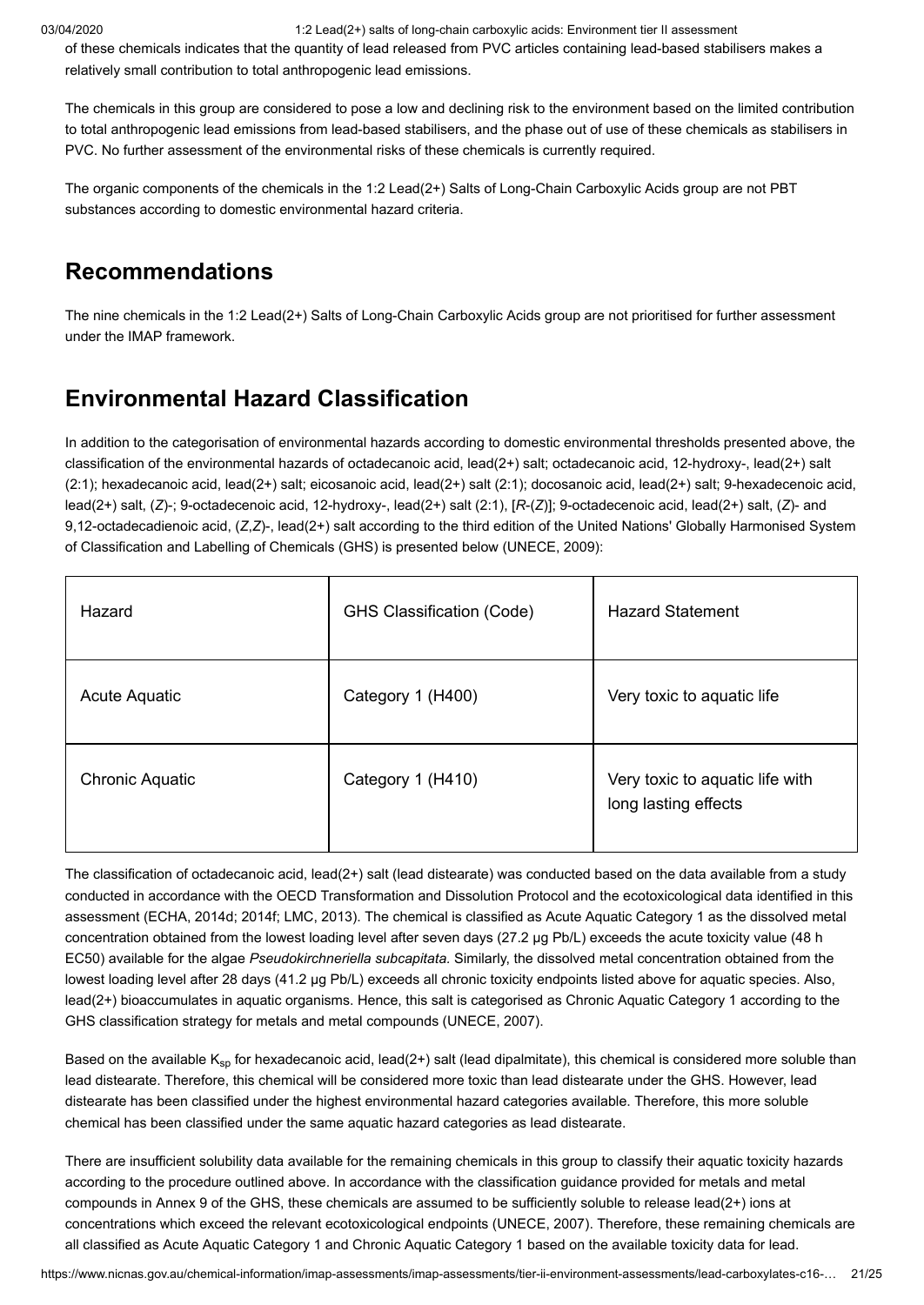of these chemicals indicates that the quantity of lead released from PVC articles containing lead-based stabilisers makes a relatively small contribution to total anthropogenic lead emissions.

The chemicals in this group are considered to pose a low and declining risk to the environment based on the limited contribution to total anthropogenic lead emissions from lead-based stabilisers, and the phase out of use of these chemicals as stabilisers in PVC. No further assessment of the environmental risks of these chemicals is currently required.

The organic components of the chemicals in the 1:2 Lead(2+) Salts of Long-Chain Carboxylic Acids group are not PBT substances according to domestic environmental hazard criteria.

## Recommendations

The nine chemicals in the 1:2 Lead(2+) Salts of Long-Chain Carboxylic Acids group are not prioritised for further assessment under the IMAP framework.

## Environmental Hazard Classification

In addition to the categorisation of environmental hazards according to domestic environmental thresholds presented above, the classification of the environmental hazards of octadecanoic acid, lead(2+) salt; octadecanoic acid, 12-hydroxy-, lead(2+) salt (2:1); hexadecanoic acid, lead(2+) salt; eicosanoic acid, lead(2+) salt (2:1); docosanoic acid, lead(2+) salt; 9-hexadecenoic acid, lead(2+) salt, (*Z*)-; 9-octadecenoic acid, 12-hydroxy-, lead(2+) salt (2:1), [*R*-(*Z*)]; 9-octadecenoic acid, lead(2+) salt, (*Z*)- and 9,12-octadecadienoic acid, (*Z*,*Z*)-, lead(2+) salt according to the third edition of the United Nations' Globally Harmonised System of Classification and Labelling of Chemicals (GHS) is presented below (UNECE, 2009):

| Hazard | GHS Classification (Code) | Hazard Statement |
|---|---|---|
| Acute Aquatic | Category 1 (H400) | Very toxic to aquatic life |
| Chronic Aquatic | Category 1 (H410) | Very toxic to aquatic life with long lasting effects |

The classification of octadecanoic acid, lead(2+) salt (lead distearate) was conducted based on the data available from a study conducted in accordance with the OECD Transformation and Dissolution Protocol and the ecotoxicological data identified in this assessment (ECHA, 2014d; 2014f; LMC, 2013). The chemical is classified as Acute Aquatic Category 1 as the dissolved metal concentration obtained from the lowest loading level after seven days (27.2 µg Pb/L) exceeds the acute toxicity value (48 h EC50) available for the algae *Pseudokirchneriella subcapitata*. Similarly, the dissolved metal concentration obtained from the lowest loading level after 28 days (41.2 µg Pb/L) exceeds all chronic toxicity endpoints listed above for aquatic species. Also, lead(2+) bioaccumulates in aquatic organisms. Hence, this salt is categorised as Chronic Aquatic Category 1 according to the GHS classification strategy for metals and metal compounds (UNECE, 2007).

Based on the available $K_{sp}$ for hexadecanoic acid, lead(2+) salt (lead dipalmitate), this chemical is considered more soluble than lead distearate. Therefore, this chemical will be considered more toxic than lead distearate under the GHS. However, lead distearate has been classified under the highest environmental hazard categories available. Therefore, this more soluble chemical has been classified under the same aquatic hazard categories as lead distearate.

There are insufficient solubility data available for the remaining chemicals in this group to classify their aquatic toxicity hazards according to the procedure outlined above. In accordance with the classification guidance provided for metals and metal compounds in Annex 9 of the GHS, these chemicals are assumed to be sufficiently soluble to release lead(2+) ions at concentrations which exceed the relevant ecotoxicological endpoints (UNECE, 2007). Therefore, these remaining chemicals are all classified as Acute Aquatic Category 1 and Chronic Aquatic Category 1 based on the available toxicity data for lead.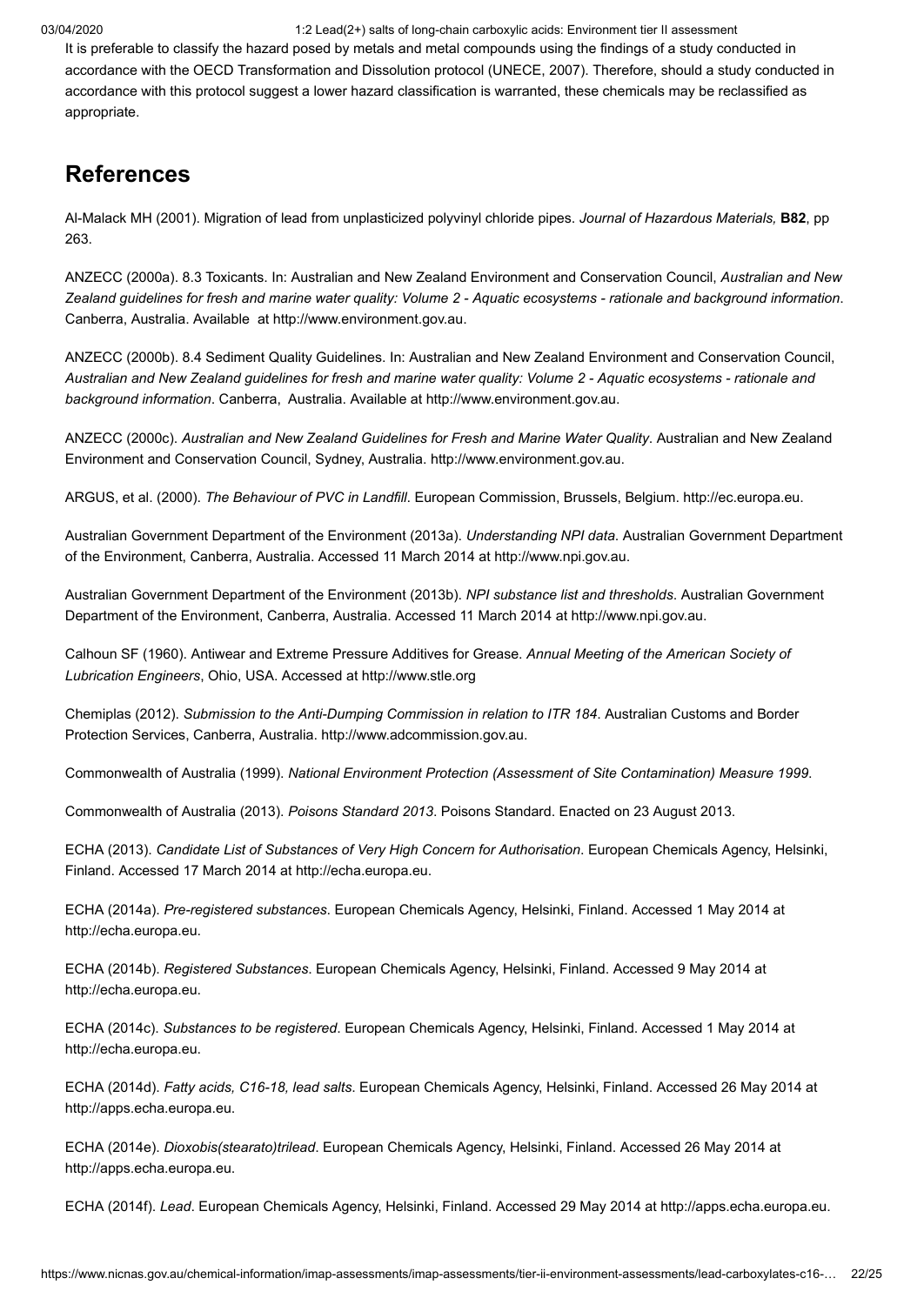It is preferable to classify the hazard posed by metals and metal compounds using the findings of a study conducted in accordance with the OECD Transformation and Dissolution protocol (UNECE, 2007). Therefore, should a study conducted in accordance with this protocol suggest a lower hazard classification is warranted, these chemicals may be reclassified as appropriate.

## References

Al-Malack MH (2001). Migration of lead from unplasticized polyvinyl chloride pipes. *Journal of Hazardous Materials,* **B82**, pp 263.

ANZECC (2000a). 8.3 Toxicants. In: Australian and New Zealand Environment and Conservation Council, *Australian and New Zealand guidelines for fresh and marine water quality: Volume 2 - Aquatic ecosystems - rationale and background information*. Canberra, Australia. Available at http://www.environment.gov.au.

ANZECC (2000b). 8.4 Sediment Quality Guidelines. In: Australian and New Zealand Environment and Conservation Council, *Australian and New Zealand guidelines for fresh and marine water quality: Volume 2 - Aquatic ecosystems - rationale and background information*. Canberra, Australia. Available at http://www.environment.gov.au.

ANZECC (2000c). *Australian and New Zealand Guidelines for Fresh and Marine Water Quality*. Australian and New Zealand Environment and Conservation Council, Sydney, Australia. http://www.environment.gov.au.

ARGUS, et al. (2000). *The Behaviour of PVC in Landfill*. European Commission, Brussels, Belgium. http://ec.europa.eu.

Australian Government Department of the Environment (2013a). *Understanding NPI data*. Australian Government Department of the Environment, Canberra, Australia. Accessed 11 March 2014 at http://www.npi.gov.au.

Australian Government Department of the Environment (2013b). *NPI substance list and thresholds*. Australian Government Department of the Environment, Canberra, Australia. Accessed 11 March 2014 at http://www.npi.gov.au.

Calhoun SF (1960). Antiwear and Extreme Pressure Additives for Grease. *Annual Meeting of the American Society of Lubrication Engineers*, Ohio, USA. Accessed at http://www.stle.org

Chemiplas (2012). *Submission to the Anti-Dumping Commission in relation to ITR 184*. Australian Customs and Border Protection Services, Canberra, Australia. http://www.adcommission.gov.au.

Commonwealth of Australia (1999). *National Environment Protection (Assessment of Site Contamination) Measure 1999*.

Commonwealth of Australia (2013). *Poisons Standard 2013*. Poisons Standard. Enacted on 23 August 2013.

ECHA (2013). *Candidate List of Substances of Very High Concern for Authorisation*. European Chemicals Agency, Helsinki, Finland. Accessed 17 March 2014 at http://echa.europa.eu.

ECHA (2014a). *Pre-registered substances*. European Chemicals Agency, Helsinki, Finland. Accessed 1 May 2014 at http://echa.europa.eu.

ECHA (2014b). *Registered Substances*. European Chemicals Agency, Helsinki, Finland. Accessed 9 May 2014 at http://echa.europa.eu.

ECHA (2014c). *Substances to be registered*. European Chemicals Agency, Helsinki, Finland. Accessed 1 May 2014 at http://echa.europa.eu.

ECHA (2014d). *Fatty acids, C16-18, lead salts*. European Chemicals Agency, Helsinki, Finland. Accessed 26 May 2014 at http://apps.echa.europa.eu.

ECHA (2014e). *Dioxobis(stearato)trilead*. European Chemicals Agency, Helsinki, Finland. Accessed 26 May 2014 at http://apps.echa.europa.eu.

ECHA (2014f). *Lead*. European Chemicals Agency, Helsinki, Finland. Accessed 29 May 2014 at http://apps.echa.europa.eu.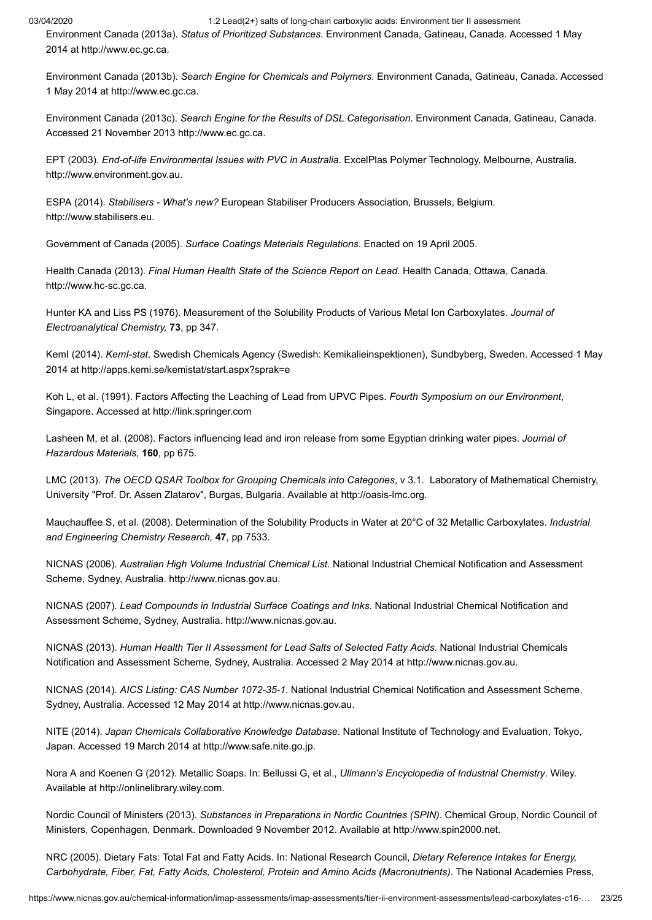Environment Canada (2013a). *Status of Prioritized Substances*. Environment Canada, Gatineau, Canada. Accessed 1 May 2014 at http://www.ec.gc.ca.

Environment Canada (2013b). *Search Engine for Chemicals and Polymers*. Environment Canada, Gatineau, Canada. Accessed 1 May 2014 at http://www.ec.gc.ca.

Environment Canada (2013c). *Search Engine for the Results of DSL Categorisation*. Environment Canada, Gatineau, Canada. Accessed 21 November 2013 http://www.ec.gc.ca.

EPT (2003). *End-of-life Environmental Issues with PVC in Australia*. ExcelPlas Polymer Technology, Melbourne, Australia. http://www.environment.gov.au.

ESPA (2014). *Stabilisers - What's new?* European Stabiliser Producers Association, Brussels, Belgium. http://www.stabilisers.eu.

Government of Canada (2005). *Surface Coatings Materials Regulations*. Enacted on 19 April 2005.

Health Canada (2013). *Final Human Health State of the Science Report on Lead*. Health Canada, Ottawa, Canada. http://www.hc-sc.gc.ca.

Hunter KA and Liss PS (1976). Measurement of the Solubility Products of Various Metal Ion Carboxylates. *Journal of Electroanalytical Chemistry,* **73**, pp 347.

KemI (2014). *KemI-stat*. Swedish Chemicals Agency (Swedish: Kemikalieinspektionen), Sundbyberg, Sweden. Accessed 1 May 2014 at http://apps.kemi.se/kemistat/start.aspx?sprak=e

Koh L, et al. (1991). Factors Affecting the Leaching of Lead from UPVC Pipes. *Fourth Symposium on our Environment*, Singapore. Accessed at http://link.springer.com

Lasheen M, et al. (2008). Factors influencing lead and iron release from some Egyptian drinking water pipes. *Journal of Hazardous Materials,* **160**, pp 675.

LMC (2013). *The OECD QSAR Toolbox for Grouping Chemicals into Categories*, v 3.1. Laboratory of Mathematical Chemistry, University "Prof. Dr. Assen Zlatarov", Burgas, Bulgaria. Available at http://oasis-lmc.org.

Mauchauffee S, et al. (2008). Determination of the Solubility Products in Water at 20°C of 32 Metallic Carboxylates. *Industrial and Engineering Chemistry Research,* **47**, pp 7533.

NICNAS (2006). *Australian High Volume Industrial Chemical List*. National Industrial Chemical Notification and Assessment Scheme, Sydney, Australia. http://www.nicnas.gov.au.

NICNAS (2007). *Lead Compounds in Industrial Surface Coatings and Inks*. National Industrial Chemical Notification and Assessment Scheme, Sydney, Australia. http://www.nicnas.gov.au.

NICNAS (2013). *Human Health Tier II Assessment for Lead Salts of Selected Fatty Acids*. National Industrial Chemicals Notification and Assessment Scheme, Sydney, Australia. Accessed 2 May 2014 at http://www.nicnas.gov.au.

NICNAS (2014). *AICS Listing: CAS Number 1072-35-1*. National Industrial Chemical Notification and Assessment Scheme, Sydney, Australia. Accessed 12 May 2014 at http://www.nicnas.gov.au.

NITE (2014). *Japan Chemicals Collaborative Knowledge Database*. National Institute of Technology and Evaluation, Tokyo, Japan. Accessed 19 March 2014 at http://www.safe.nite.go.jp.

Nora A and Koenen G (2012). Metallic Soaps. In: Bellussi G, et al., *Ullmann's Encyclopedia of Industrial Chemistry*. Wiley. Available at http://onlinelibrary.wiley.com.

Nordic Council of Ministers (2013). *Substances in Preparations in Nordic Countries (SPIN)*. Chemical Group, Nordic Council of Ministers, Copenhagen, Denmark. Downloaded 9 November 2012. Available at http://www.spin2000.net.

NRC (2005). Dietary Fats: Total Fat and Fatty Acids. In: National Research Council, *Dietary Reference Intakes for Energy, Carbohydrate, Fiber, Fat, Fatty Acids, Cholesterol, Protein and Amino Acids (Macronutrients)*. The National Academies Press,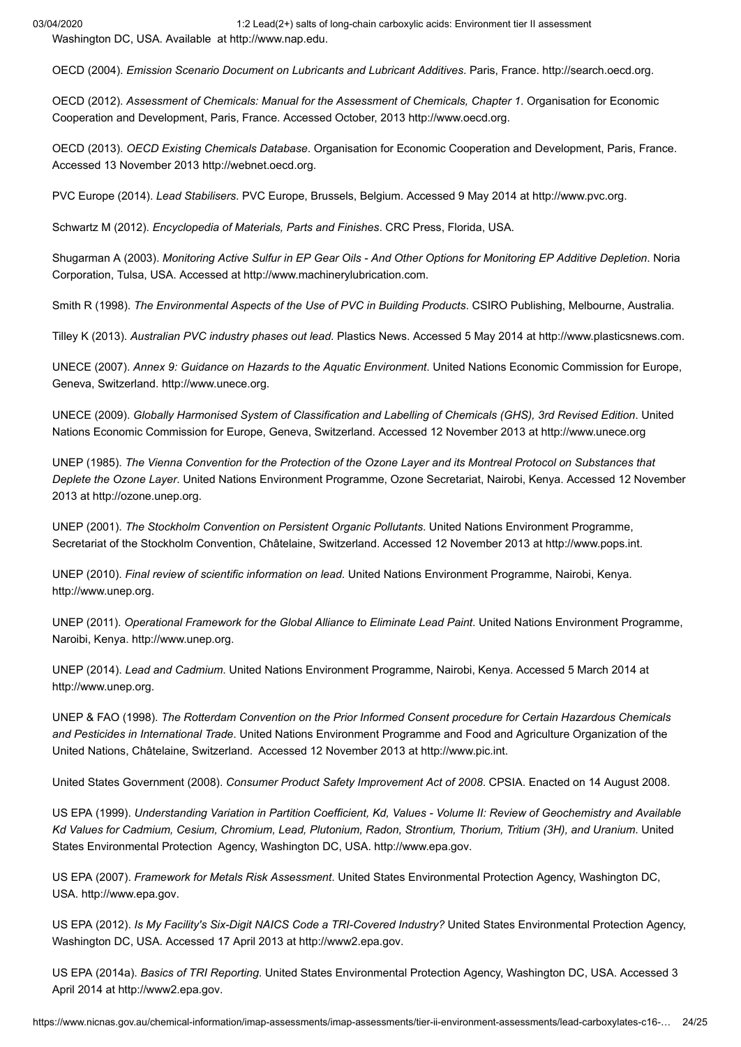Washington DC, USA. Available at http://www.nap.edu.

OECD (2004). *Emission Scenario Document on Lubricants and Lubricant Additives*. Paris, France. http://search.oecd.org.

OECD (2012). *Assessment of Chemicals: Manual for the Assessment of Chemicals, Chapter 1*. Organisation for Economic Cooperation and Development, Paris, France. Accessed October, 2013 http://www.oecd.org.

OECD (2013). *OECD Existing Chemicals Database*. Organisation for Economic Cooperation and Development, Paris, France. Accessed 13 November 2013 http://webnet.oecd.org.

PVC Europe (2014). *Lead Stabilisers*. PVC Europe, Brussels, Belgium. Accessed 9 May 2014 at http://www.pvc.org.

Schwartz M (2012). *Encyclopedia of Materials, Parts and Finishes*. CRC Press, Florida, USA.

Shugarman A (2003). *Monitoring Active Sulfur in EP Gear Oils - And Other Options for Monitoring EP Additive Depletion*. Noria Corporation, Tulsa, USA. Accessed at http://www.machinerylubrication.com.

Smith R (1998). *The Environmental Aspects of the Use of PVC in Building Products*. CSIRO Publishing, Melbourne, Australia.

Tilley K (2013). *Australian PVC industry phases out lead*. Plastics News. Accessed 5 May 2014 at http://www.plasticsnews.com.

UNECE (2007). *Annex 9: Guidance on Hazards to the Aquatic Environment*. United Nations Economic Commission for Europe, Geneva, Switzerland. http://www.unece.org.

UNECE (2009). *Globally Harmonised System of Classification and Labelling of Chemicals (GHS), 3rd Revised Edition*. United Nations Economic Commission for Europe, Geneva, Switzerland. Accessed 12 November 2013 at http://www.unece.org

UNEP (1985). *The Vienna Convention for the Protection of the Ozone Layer and its Montreal Protocol on Substances that Deplete the Ozone Layer*. United Nations Environment Programme, Ozone Secretariat, Nairobi, Kenya. Accessed 12 November 2013 at http://ozone.unep.org.

UNEP (2001). *The Stockholm Convention on Persistent Organic Pollutants*. United Nations Environment Programme, Secretariat of the Stockholm Convention, Châtelaine, Switzerland. Accessed 12 November 2013 at http://www.pops.int.

UNEP (2010). *Final review of scientific information on lead*. United Nations Environment Programme, Nairobi, Kenya. http://www.unep.org.

UNEP (2011). *Operational Framework for the Global Alliance to Eliminate Lead Paint*. United Nations Environment Programme, Naroibi, Kenya. http://www.unep.org.

UNEP (2014). *Lead and Cadmium*. United Nations Environment Programme, Nairobi, Kenya. Accessed 5 March 2014 at http://www.unep.org.

UNEP & FAO (1998). *The Rotterdam Convention on the Prior Informed Consent procedure for Certain Hazardous Chemicals and Pesticides in International Trade*. United Nations Environment Programme and Food and Agriculture Organization of the United Nations, Châtelaine, Switzerland. Accessed 12 November 2013 at http://www.pic.int.

United States Government (2008). *Consumer Product Safety Improvement Act of 2008*. CPSIA. Enacted on 14 August 2008.

US EPA (1999). *Understanding Variation in Partition Coefficient, Kd, Values - Volume II: Review of Geochemistry and Available Kd Values for Cadmium, Cesium, Chromium, Lead, Plutonium, Radon, Strontium, Thorium, Tritium (3H), and Uranium*. United States Environmental Protection Agency, Washington DC, USA. http://www.epa.gov.

US EPA (2007). *Framework for Metals Risk Assessment*. United States Environmental Protection Agency, Washington DC, USA. http://www.epa.gov.

US EPA (2012). *Is My Facility's Six-Digit NAICS Code a TRI-Covered Industry?* United States Environmental Protection Agency, Washington DC, USA. Accessed 17 April 2013 at http://www2.epa.gov.

US EPA (2014a). *Basics of TRI Reporting*. United States Environmental Protection Agency, Washington DC, USA. Accessed 3 April 2014 at http://www2.epa.gov.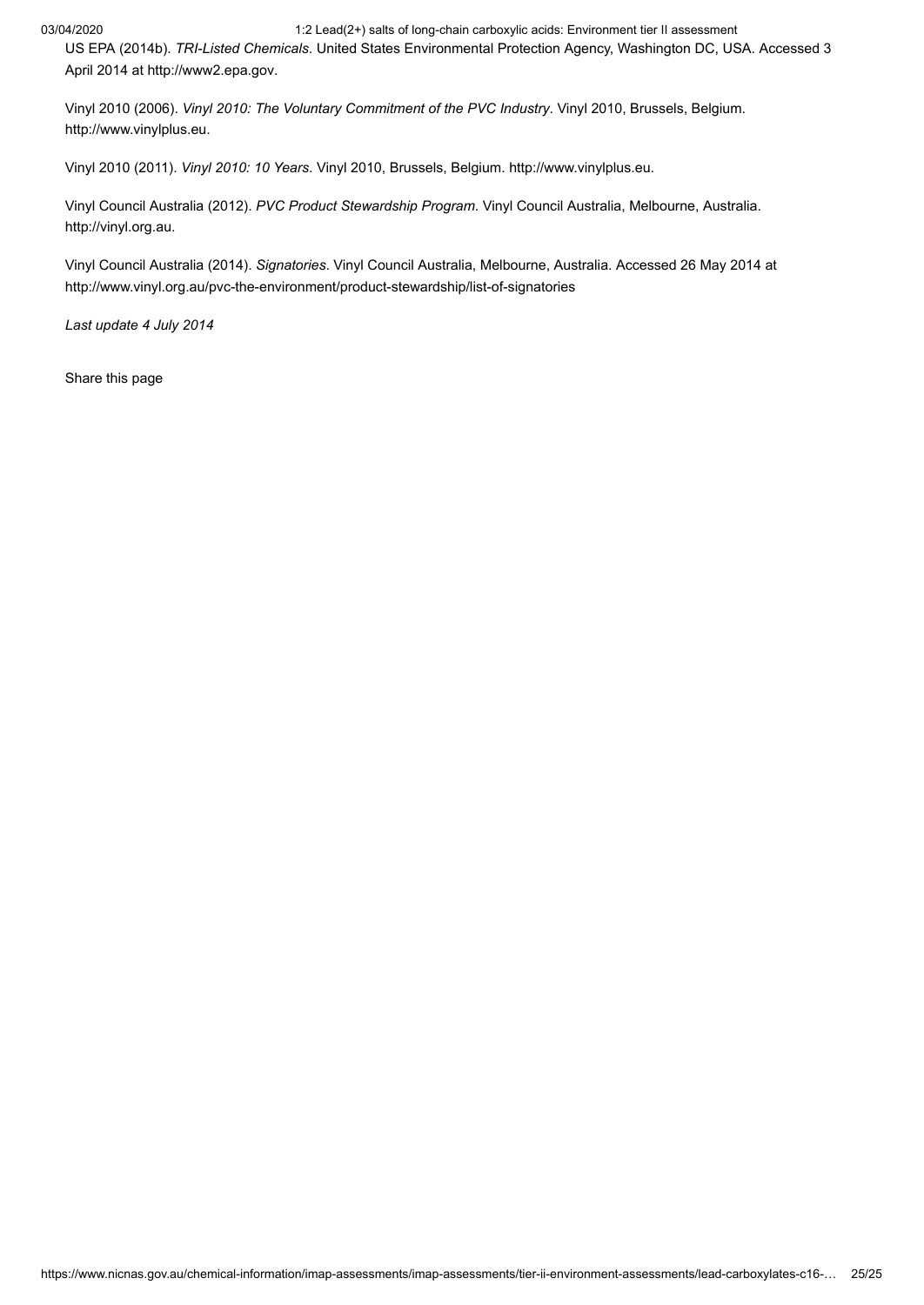US EPA (2014b). *TRI-Listed Chemicals*. United States Environmental Protection Agency, Washington DC, USA. Accessed 3 April 2014 at http://www2.epa.gov.

Vinyl 2010 (2006). *Vinyl 2010: The Voluntary Commitment of the PVC Industry*. Vinyl 2010, Brussels, Belgium. http://www.vinylplus.eu.

Vinyl 2010 (2011). *Vinyl 2010: 10 Years*. Vinyl 2010, Brussels, Belgium. http://www.vinylplus.eu.

Vinyl Council Australia (2012). *PVC Product Stewardship Program*. Vinyl Council Australia, Melbourne, Australia. http://vinyl.org.au.

Vinyl Council Australia (2014). *Signatories*. Vinyl Council Australia, Melbourne, Australia. Accessed 26 May 2014 at http://www.vinyl.org.au/pvc-the-environment/product-stewardship/list-of-signatories

*Last update 4 July 2014*

Share this page